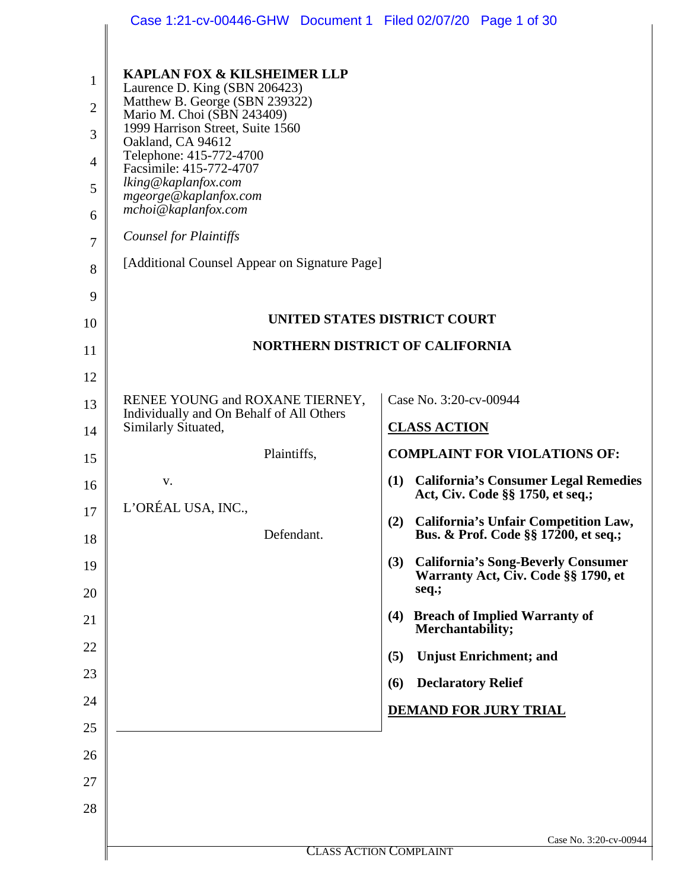**KAPLAN FOX & KILSHEIMER LLP**
Laurence D. King (SBN 206423)
Matthew B. George (SBN 239322)
Mario M. Choi (SBN 243409)
1999 Harrison Street, Suite 1560
Oakland, CA 94612
Telephone: 415-772-4700
Facsimile: 415-772-4707
*lking@kaplanfox.com*
*mgeorge@kaplanfox.com*
*mchoi@kaplanfox.com*

*Counsel for Plaintiffs*

[Additional Counsel Appear on Signature Page]

**UNITED STATES DISTRICT COURT**

**NORTHERN DISTRICT OF CALIFORNIA**

RENEE YOUNG and ROXANE TIERNEY, Individually and On Behalf of All Others Similarly Situated,

Plaintiffs,

v.

L'ORÉAL USA, INC.,

Defendant.

Case No. 3:20-cv-00944

**CLASS ACTION**

**COMPLAINT FOR VIOLATIONS OF:**

**(1) California's Consumer Legal Remedies Act, Civ. Code §§ 1750, et seq.;**

**(2) California's Unfair Competition Law, Bus. & Prof. Code §§ 17200, et seq.;**

**(3) California's Song-Beverly Consumer Warranty Act, Civ. Code §§ 1790, et seq.;**

**(4) Breach of Implied Warranty of Merchantability;**

**(5) Unjust Enrichment; and**

**(6) Declaratory Relief**

**DEMAND FOR JURY TRIAL**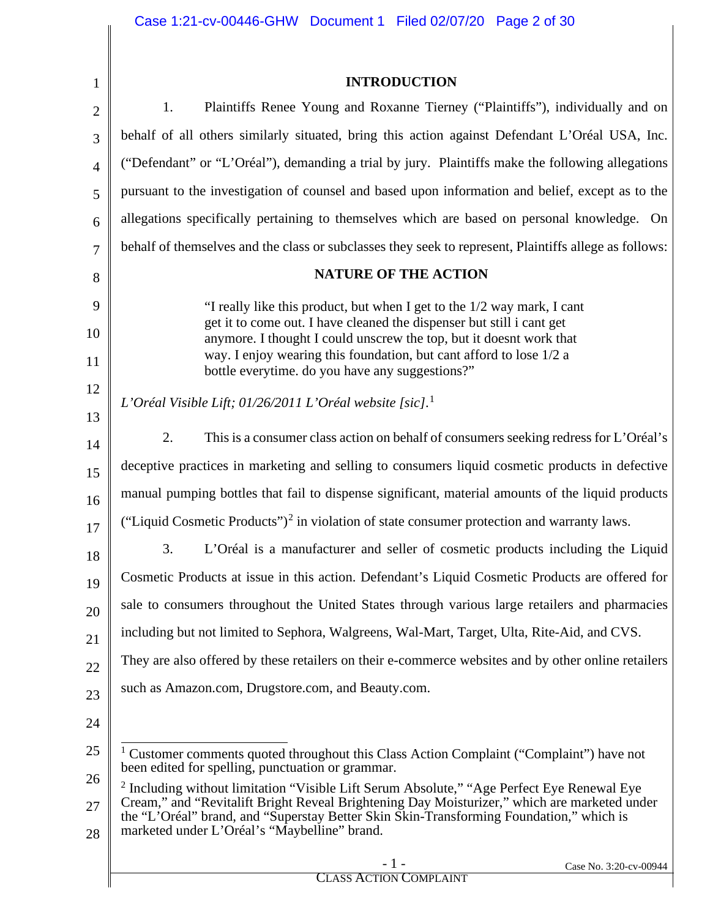## INTRODUCTION

1. Plaintiffs Renee Young and Roxanne Tierney ("Plaintiffs"), individually and on behalf of all others similarly situated, bring this action against Defendant L'Oréal USA, Inc. ("Defendant" or "L'Oréal"), demanding a trial by jury. Plaintiffs make the following allegations pursuant to the investigation of counsel and based upon information and belief, except as to the allegations specifically pertaining to themselves which are based on personal knowledge. On behalf of themselves and the class or subclasses they seek to represent, Plaintiffs allege as follows:

## NATURE OF THE ACTION

> "I really like this product, but when I get to the 1/2 way mark, I cant get it to come out. I have cleaned the dispenser but still i cant get anymore. I thought I could unscrew the top, but it doesnt work that way. I enjoy wearing this foundation, but cant afford to lose 1/2 a bottle everytime. do you have any suggestions?"

*L'Oréal Visible Lift; 01/26/2011 L'Oréal website [sic].*[1]

2. This is a consumer class action on behalf of consumers seeking redress for L'Oréal's deceptive practices in marketing and selling to consumers liquid cosmetic products in defective manual pumping bottles that fail to dispense significant, material amounts of the liquid products ("Liquid Cosmetic Products")[2] in violation of state consumer protection and warranty laws.

3. L'Oréal is a manufacturer and seller of cosmetic products including the Liquid Cosmetic Products at issue in this action. Defendant's Liquid Cosmetic Products are offered for sale to consumers throughout the United States through various large retailers and pharmacies including but not limited to Sephora, Walgreens, Wal-Mart, Target, Ulta, Rite-Aid, and CVS. They are also offered by these retailers on their e-commerce websites and by other online retailers such as Amazon.com, Drugstore.com, and Beauty.com.

---

[1] Customer comments quoted throughout this Class Action Complaint ("Complaint") have not been edited for spelling, punctuation or grammar.

[2] Including without limitation "Visible Lift Serum Absolute," "Age Perfect Eye Renewal Eye Cream," and "Revitalift Bright Reveal Brightening Day Moisturizer," which are marketed under the "L'Oréal" brand, and "Superstay Better Skin Skin-Transforming Foundation," which is marketed under L'Oréal's "Maybelline" brand.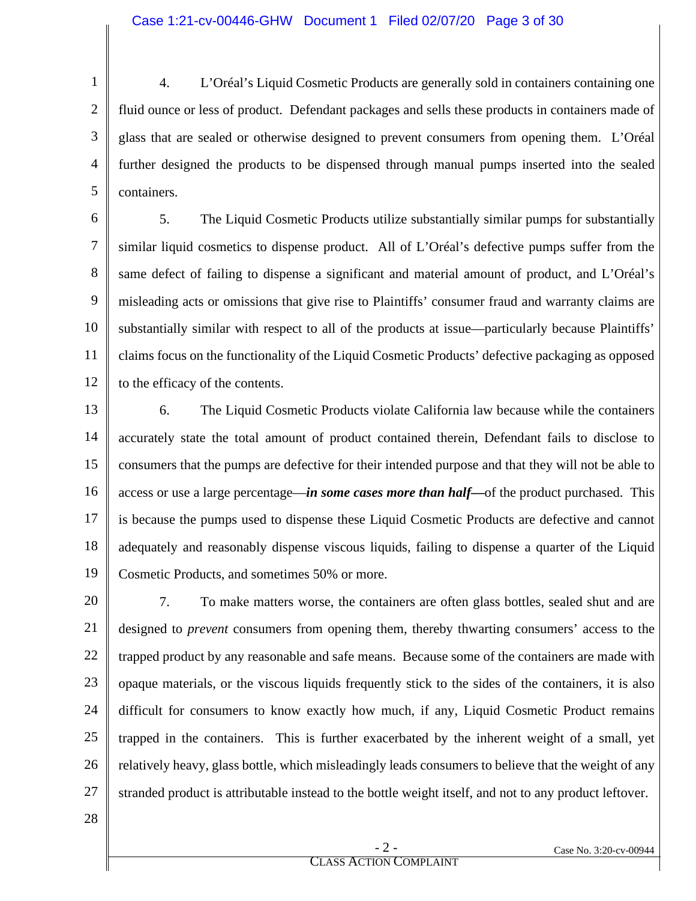4. L'Oréal's Liquid Cosmetic Products are generally sold in containers containing one fluid ounce or less of product. Defendant packages and sells these products in containers made of glass that are sealed or otherwise designed to prevent consumers from opening them. L'Oréal further designed the products to be dispensed through manual pumps inserted into the sealed containers.

5. The Liquid Cosmetic Products utilize substantially similar pumps for substantially similar liquid cosmetics to dispense product. All of L'Oréal's defective pumps suffer from the same defect of failing to dispense a significant and material amount of product, and L'Oréal's misleading acts or omissions that give rise to Plaintiffs' consumer fraud and warranty claims are substantially similar with respect to all of the products at issue—particularly because Plaintiffs' claims focus on the functionality of the Liquid Cosmetic Products' defective packaging as opposed to the efficacy of the contents.

6. The Liquid Cosmetic Products violate California law because while the containers accurately state the total amount of product contained therein, Defendant fails to disclose to consumers that the pumps are defective for their intended purpose and that they will not be able to access or use a large percentage—***in some cases more than half—***of the product purchased. This is because the pumps used to dispense these Liquid Cosmetic Products are defective and cannot adequately and reasonably dispense viscous liquids, failing to dispense a quarter of the Liquid Cosmetic Products, and sometimes 50% or more.

7. To make matters worse, the containers are often glass bottles, sealed shut and are designed to *prevent* consumers from opening them, thereby thwarting consumers' access to the trapped product by any reasonable and safe means. Because some of the containers are made with opaque materials, or the viscous liquids frequently stick to the sides of the containers, it is also difficult for consumers to know exactly how much, if any, Liquid Cosmetic Product remains trapped in the containers. This is further exacerbated by the inherent weight of a small, yet relatively heavy, glass bottle, which misleadingly leads consumers to believe that the weight of any stranded product is attributable instead to the bottle weight itself, and not to any product leftover.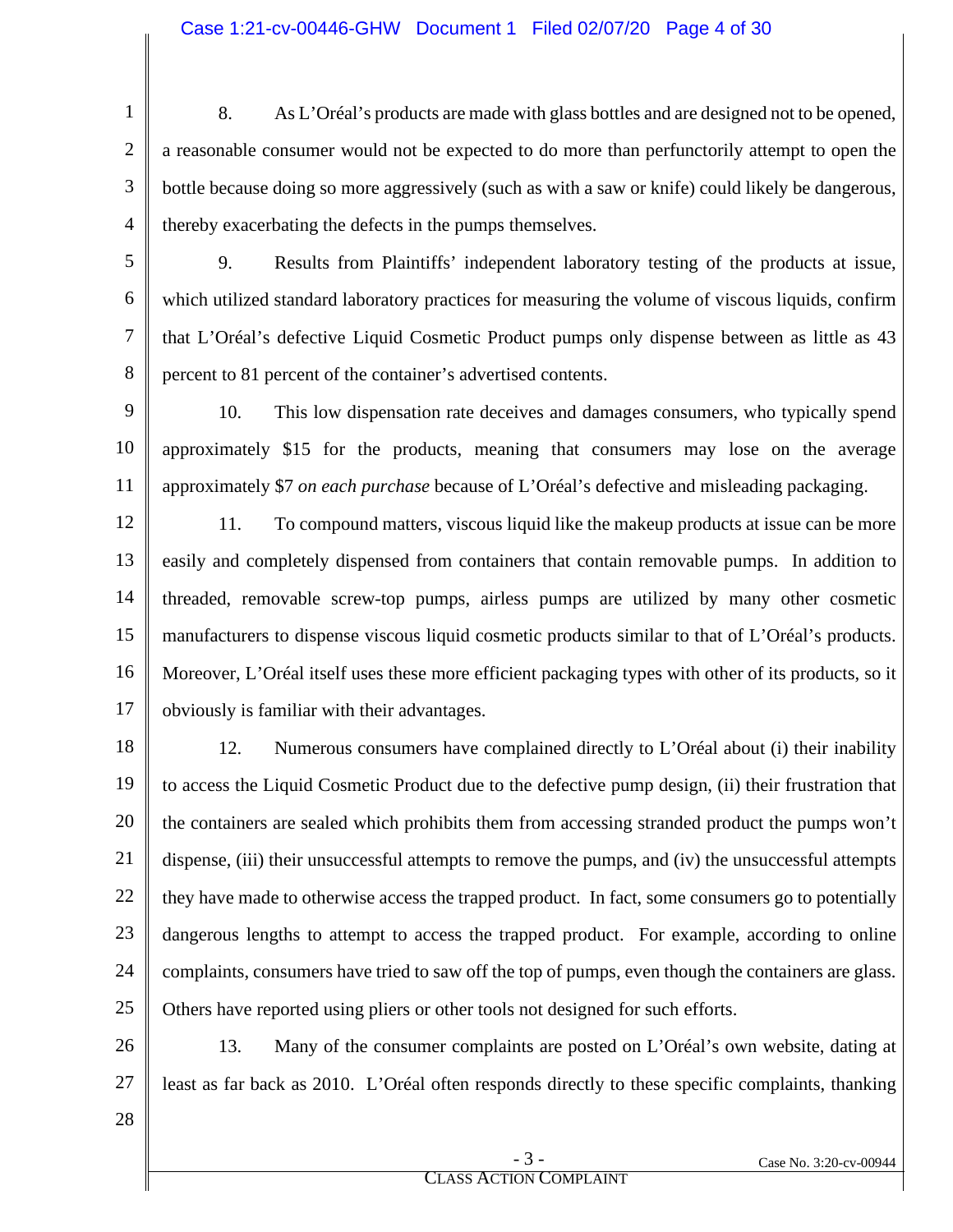8. As L'Oréal's products are made with glass bottles and are designed not to be opened, a reasonable consumer would not be expected to do more than perfunctorily attempt to open the bottle because doing so more aggressively (such as with a saw or knife) could likely be dangerous, thereby exacerbating the defects in the pumps themselves.

9. Results from Plaintiffs' independent laboratory testing of the products at issue, which utilized standard laboratory practices for measuring the volume of viscous liquids, confirm that L'Oréal's defective Liquid Cosmetic Product pumps only dispense between as little as 43 percent to 81 percent of the container's advertised contents.

10. This low dispensation rate deceives and damages consumers, who typically spend approximately $15 for the products, meaning that consumers may lose on the average approximately $7 *on each purchase* because of L'Oréal's defective and misleading packaging.

11. To compound matters, viscous liquid like the makeup products at issue can be more easily and completely dispensed from containers that contain removable pumps. In addition to threaded, removable screw-top pumps, airless pumps are utilized by many other cosmetic manufacturers to dispense viscous liquid cosmetic products similar to that of L'Oréal's products. Moreover, L'Oréal itself uses these more efficient packaging types with other of its products, so it obviously is familiar with their advantages.

12. Numerous consumers have complained directly to L'Oréal about (i) their inability to access the Liquid Cosmetic Product due to the defective pump design, (ii) their frustration that the containers are sealed which prohibits them from accessing stranded product the pumps won't dispense, (iii) their unsuccessful attempts to remove the pumps, and (iv) the unsuccessful attempts they have made to otherwise access the trapped product. In fact, some consumers go to potentially dangerous lengths to attempt to access the trapped product. For example, according to online complaints, consumers have tried to saw off the top of pumps, even though the containers are glass. Others have reported using pliers or other tools not designed for such efforts.

13. Many of the consumer complaints are posted on L'Oréal's own website, dating at least as far back as 2010. L'Oréal often responds directly to these specific complaints, thanking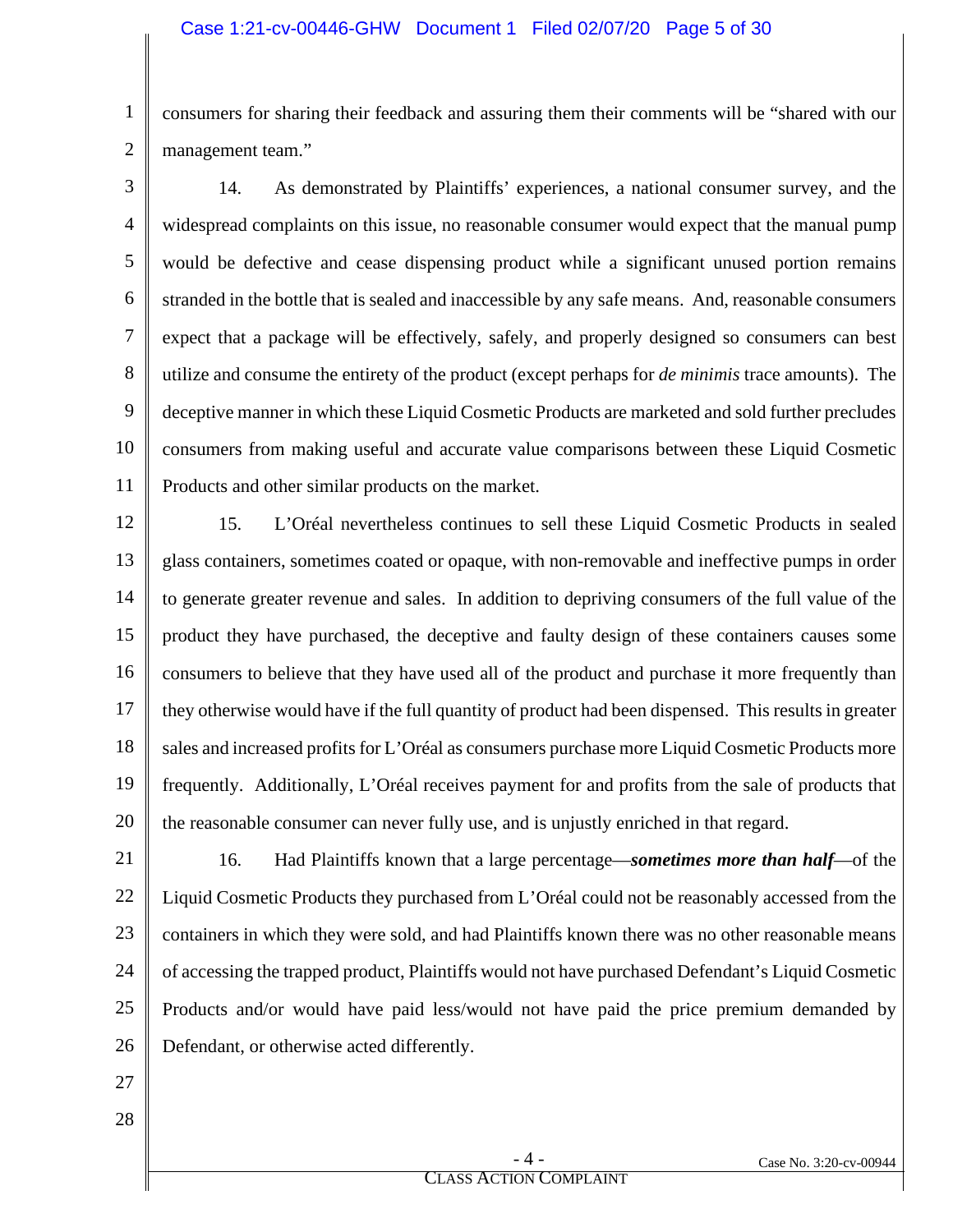consumers for sharing their feedback and assuring them their comments will be "shared with our management team."

14. As demonstrated by Plaintiffs' experiences, a national consumer survey, and the widespread complaints on this issue, no reasonable consumer would expect that the manual pump would be defective and cease dispensing product while a significant unused portion remains stranded in the bottle that is sealed and inaccessible by any safe means. And, reasonable consumers expect that a package will be effectively, safely, and properly designed so consumers can best utilize and consume the entirety of the product (except perhaps for *de minimis* trace amounts). The deceptive manner in which these Liquid Cosmetic Products are marketed and sold further precludes consumers from making useful and accurate value comparisons between these Liquid Cosmetic Products and other similar products on the market.

15. L'Oréal nevertheless continues to sell these Liquid Cosmetic Products in sealed glass containers, sometimes coated or opaque, with non-removable and ineffective pumps in order to generate greater revenue and sales. In addition to depriving consumers of the full value of the product they have purchased, the deceptive and faulty design of these containers causes some consumers to believe that they have used all of the product and purchase it more frequently than they otherwise would have if the full quantity of product had been dispensed. This results in greater sales and increased profits for L'Oréal as consumers purchase more Liquid Cosmetic Products more frequently. Additionally, L'Oréal receives payment for and profits from the sale of products that the reasonable consumer can never fully use, and is unjustly enriched in that regard.

16. Had Plaintiffs known that a large percentage—***sometimes more than half***—of the Liquid Cosmetic Products they purchased from L'Oréal could not be reasonably accessed from the containers in which they were sold, and had Plaintiffs known there was no other reasonable means of accessing the trapped product, Plaintiffs would not have purchased Defendant's Liquid Cosmetic Products and/or would have paid less/would not have paid the price premium demanded by Defendant, or otherwise acted differently.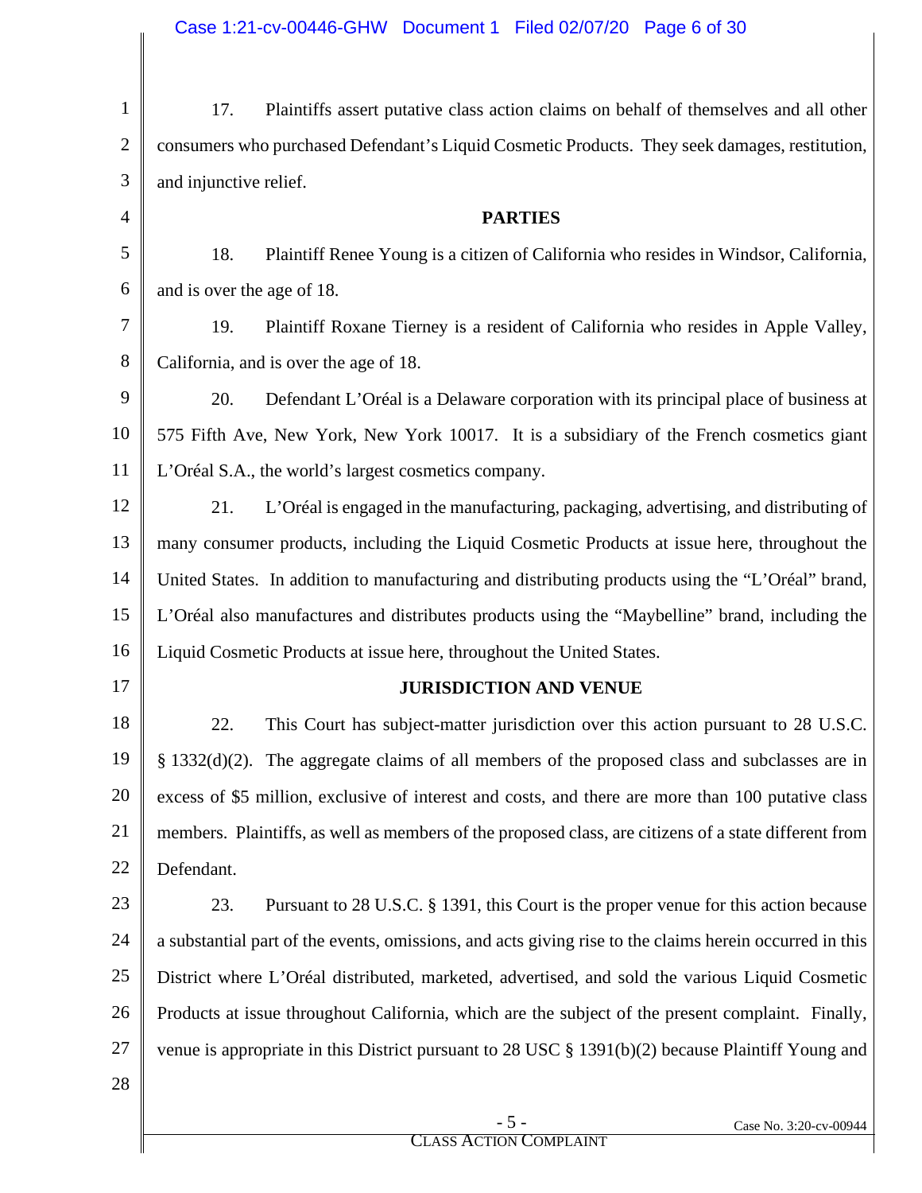17. Plaintiffs assert putative class action claims on behalf of themselves and all other consumers who purchased Defendant's Liquid Cosmetic Products. They seek damages, restitution, and injunctive relief.

## PARTIES

18. Plaintiff Renee Young is a citizen of California who resides in Windsor, California, and is over the age of 18.

19. Plaintiff Roxane Tierney is a resident of California who resides in Apple Valley, California, and is over the age of 18.

20. Defendant L'Oréal is a Delaware corporation with its principal place of business at 575 Fifth Ave, New York, New York 10017. It is a subsidiary of the French cosmetics giant L'Oréal S.A., the world's largest cosmetics company.

21. L'Oréal is engaged in the manufacturing, packaging, advertising, and distributing of many consumer products, including the Liquid Cosmetic Products at issue here, throughout the United States. In addition to manufacturing and distributing products using the "L'Oréal" brand, L'Oréal also manufactures and distributes products using the "Maybelline" brand, including the Liquid Cosmetic Products at issue here, throughout the United States.

## JURISDICTION AND VENUE

22. This Court has subject-matter jurisdiction over this action pursuant to 28 U.S.C. § 1332(d)(2). The aggregate claims of all members of the proposed class and subclasses are in excess of $5 million, exclusive of interest and costs, and there are more than 100 putative class members. Plaintiffs, as well as members of the proposed class, are citizens of a state different from Defendant.

23. Pursuant to 28 U.S.C. § 1391, this Court is the proper venue for this action because a substantial part of the events, omissions, and acts giving rise to the claims herein occurred in this District where L'Oréal distributed, marketed, advertised, and sold the various Liquid Cosmetic Products at issue throughout California, which are the subject of the present complaint. Finally, venue is appropriate in this District pursuant to 28 USC § 1391(b)(2) because Plaintiff Young and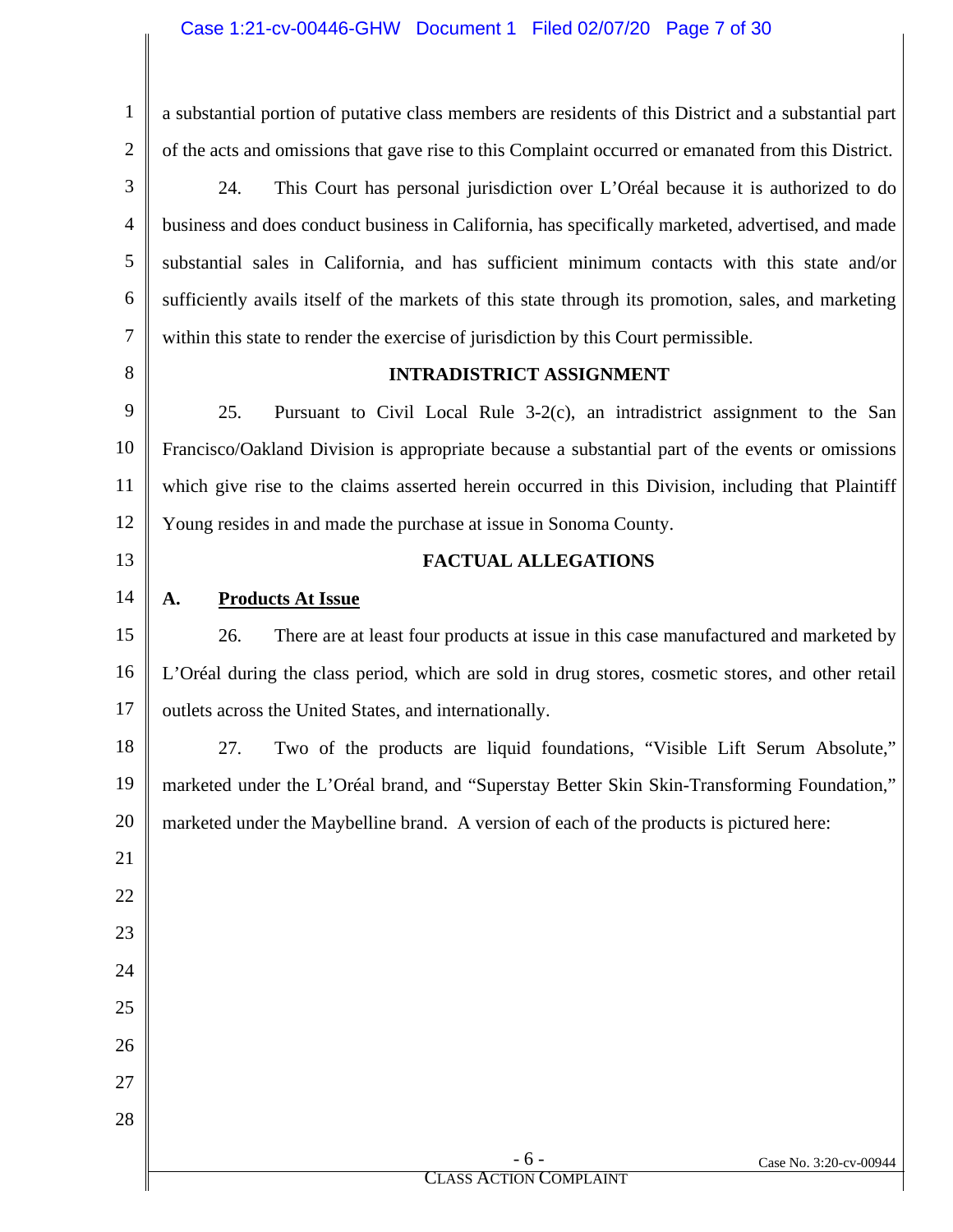a substantial portion of putative class members are residents of this District and a substantial part of the acts and omissions that gave rise to this Complaint occurred or emanated from this District.

24. This Court has personal jurisdiction over L'Oréal because it is authorized to do business and does conduct business in California, has specifically marketed, advertised, and made substantial sales in California, and has sufficient minimum contacts with this state and/or sufficiently avails itself of the markets of this state through its promotion, sales, and marketing within this state to render the exercise of jurisdiction by this Court permissible.

## INTRADISTRICT ASSIGNMENT

25. Pursuant to Civil Local Rule 3-2(c), an intradistrict assignment to the San Francisco/Oakland Division is appropriate because a substantial part of the events or omissions which give rise to the claims asserted herein occurred in this Division, including that Plaintiff Young resides in and made the purchase at issue in Sonoma County.

## FACTUAL ALLEGATIONS

### A. Products At Issue

26. There are at least four products at issue in this case manufactured and marketed by L'Oréal during the class period, which are sold in drug stores, cosmetic stores, and other retail outlets across the United States, and internationally.

27. Two of the products are liquid foundations, "Visible Lift Serum Absolute," marketed under the L'Oréal brand, and "Superstay Better Skin Skin-Transforming Foundation," marketed under the Maybelline brand. A version of each of the products is pictured here: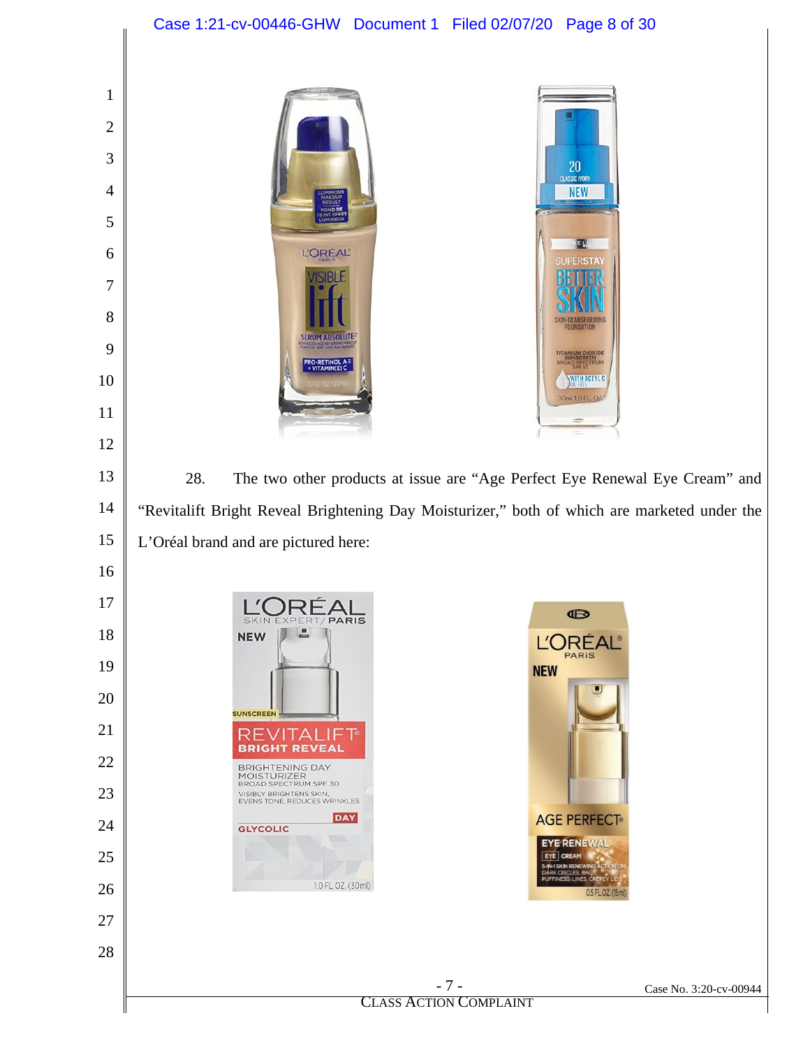28. The two other products at issue are "Age Perfect Eye Renewal Eye Cream" and "Revitalift Bright Reveal Brightening Day Moisturizer," both of which are marketed under the L'Oréal brand and are pictured here: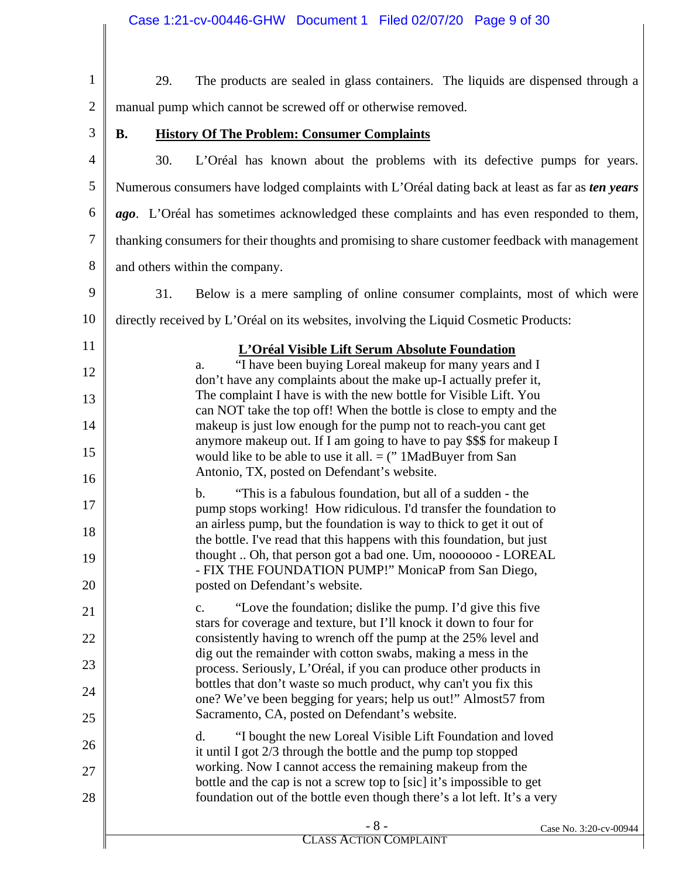29. The products are sealed in glass containers. The liquids are dispensed through a manual pump which cannot be screwed off or otherwise removed.

### B. History Of The Problem: Consumer Complaints

30. L'Oréal has known about the problems with its defective pumps for years. Numerous consumers have lodged complaints with L'Oréal dating back at least as far as ***ten years ago***. L'Oréal has sometimes acknowledged these complaints and has even responded to them, thanking consumers for their thoughts and promising to share customer feedback with management and others within the company.

31. Below is a mere sampling of online consumer complaints, most of which were directly received by L'Oréal on its websites, involving the Liquid Cosmetic Products:

**L'Oréal Visible Lift Serum Absolute Foundation**

a. "I have been buying Loreal makeup for many years and I don't have any complaints about the make up-I actually prefer it, The complaint I have is with the new bottle for Visible Lift. You can NOT take the top off! When the bottle is close to empty and the makeup is just low enough for the pump not to reach-you cant get anymore makeup out. If I am going to have to pay $$$ for makeup I would like to be able to use it all. = (" 1MadBuyer from San Antonio, TX, posted on Defendant's website.

b. "This is a fabulous foundation, but all of a sudden - the pump stops working! How ridiculous. I'd transfer the foundation to an airless pump, but the foundation is way to thick to get it out of the bottle. I've read that this happens with this foundation, but just thought .. Oh, that person got a bad one. Um, nooooooo - LOREAL - FIX THE FOUNDATION PUMP!" MonicaP from San Diego, posted on Defendant's website.

c. "Love the foundation; dislike the pump. I'd give this five stars for coverage and texture, but I'll knock it down to four for consistently having to wrench off the pump at the 25% level and dig out the remainder with cotton swabs, making a mess in the process. Seriously, L'Oréal, if you can produce other products in bottles that don't waste so much product, why can't you fix this one? We've been begging for years; help us out!" Almost57 from Sacramento, CA, posted on Defendant's website.

d. "I bought the new Loreal Visible Lift Foundation and loved it until I got 2/3 through the bottle and the pump top stopped working. Now I cannot access the remaining makeup from the bottle and the cap is not a screw top to [sic] it's impossible to get foundation out of the bottle even though there's a lot left. It's a very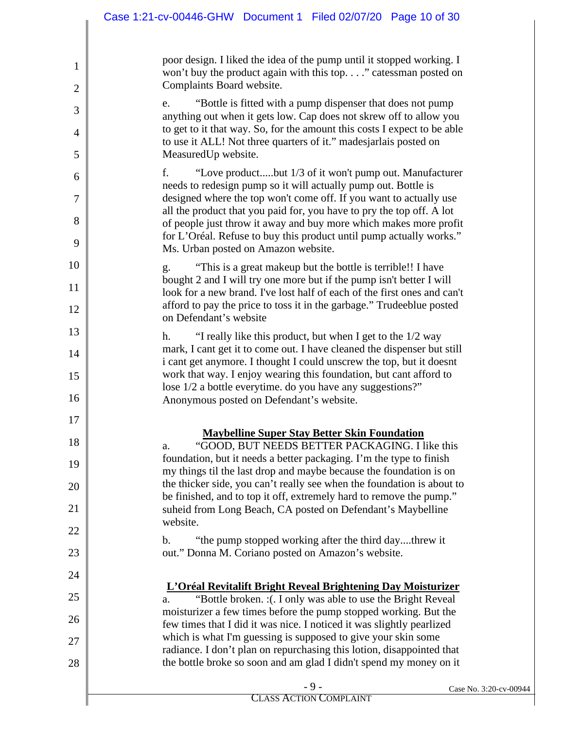poor design. I liked the idea of the pump until it stopped working. I won't buy the product again with this top. . . ." catessman posted on Complaints Board website.

e. "Bottle is fitted with a pump dispenser that does not pump anything out when it gets low. Cap does not skrew off to allow you to get to it that way. So, for the amount this costs I expect to be able to use it ALL! Not three quarters of it." madesjarlais posted on MeasuredUp website.

f. "Love product.....but 1/3 of it won't pump out. Manufacturer needs to redesign pump so it will actually pump out. Bottle is designed where the top won't come off. If you want to actually use all the product that you paid for, you have to pry the top off. A lot of people just throw it away and buy more which makes more profit for L'Oréal. Refuse to buy this product until pump actually works." Ms. Urban posted on Amazon website.

g. "This is a great makeup but the bottle is terrible!! I have bought 2 and I will try one more but if the pump isn't better I will look for a new brand. I've lost half of each of the first ones and can't afford to pay the price to toss it in the garbage." Trudeeblue posted on Defendant's website

h. "I really like this product, but when I get to the 1/2 way mark, I cant get it to come out. I have cleaned the dispenser but still i cant get anymore. I thought I could unscrew the top, but it doesnt work that way. I enjoy wearing this foundation, but cant afford to lose 1/2 a bottle everytime. do you have any suggestions?" Anonymous posted on Defendant's website.

**Maybelline Super Stay Better Skin Foundation**

a. "GOOD, BUT NEEDS BETTER PACKAGING. I like this foundation, but it needs a better packaging. I'm the type to finish my things til the last drop and maybe because the foundation is on the thicker side, you can't really see when the foundation is about to be finished, and to top it off, extremely hard to remove the pump." suheid from Long Beach, CA posted on Defendant's Maybelline website.

b. "the pump stopped working after the third day....threw it out." Donna M. Coriano posted on Amazon's website.

**L'Oréal Revitalift Bright Reveal Brightening Day Moisturizer**

a. "Bottle broken. :(. I only was able to use the Bright Reveal moisturizer a few times before the pump stopped working. But the few times that I did it was nice. I noticed it was slightly pearlized which is what I'm guessing is supposed to give your skin some radiance. I don't plan on repurchasing this lotion, disappointed that the bottle broke so soon and am glad I didn't spend my money on it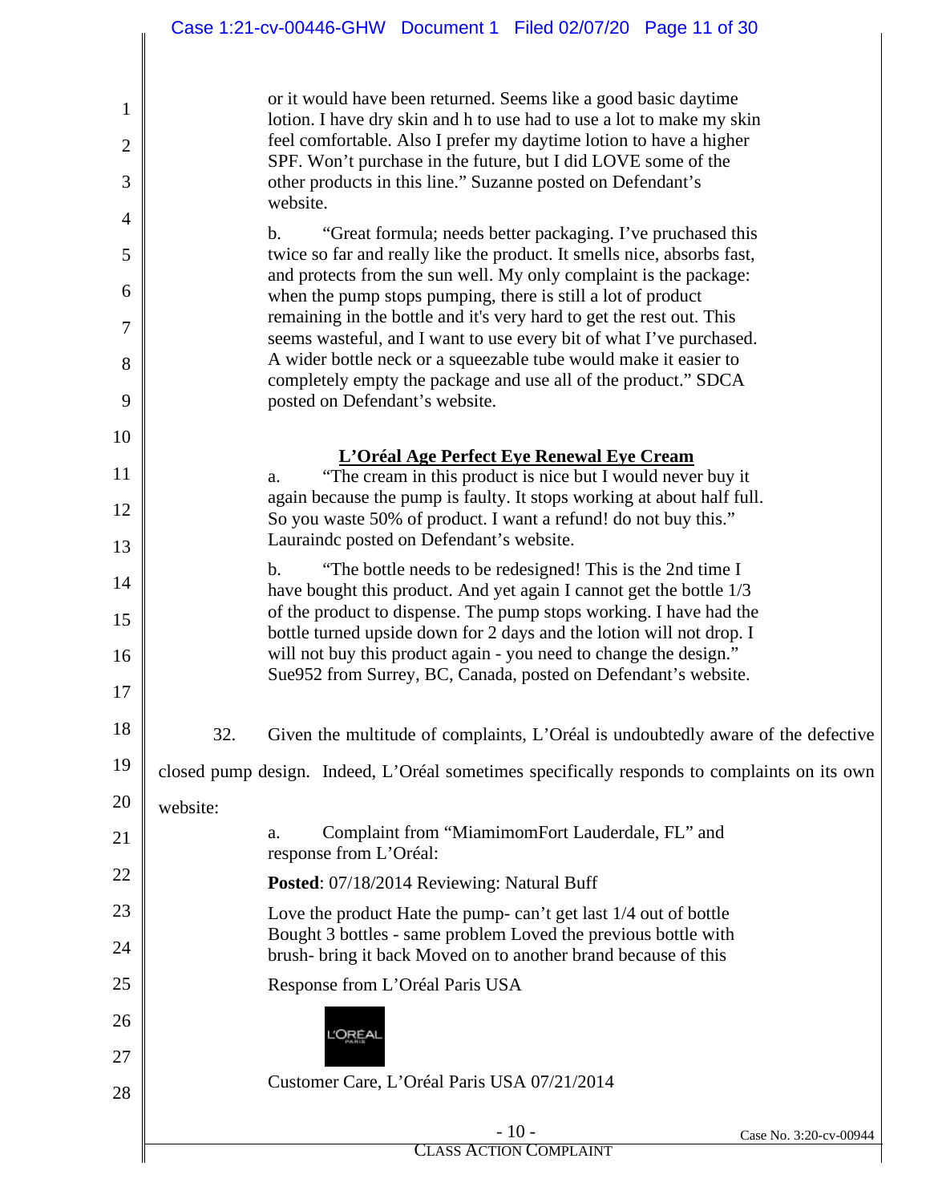or it would have been returned. Seems like a good basic daytime lotion. I have dry skin and h to use had to use a lot to make my skin feel comfortable. Also I prefer my daytime lotion to have a higher SPF. Won't purchase in the future, but I did LOVE some of the other products in this line." Suzanne posted on Defendant's website.

b. "Great formula; needs better packaging. I've pruchased this twice so far and really like the product. It smells nice, absorbs fast, and protects from the sun well. My only complaint is the package: when the pump stops pumping, there is still a lot of product remaining in the bottle and it's very hard to get the rest out. This seems wasteful, and I want to use every bit of what I've purchased. A wider bottle neck or a squeezable tube would make it easier to completely empty the package and use all of the product." SDCA posted on Defendant's website.

**<u>L'Oréal Age Perfect Eye Renewal Eye Cream</u>**

a. "The cream in this product is nice but I would never buy it again because the pump is faulty. It stops working at about half full. So you waste 50% of product. I want a refund! do not buy this." Lauraindc posted on Defendant's website.

b. "The bottle needs to be redesigned! This is the 2nd time I have bought this product. And yet again I cannot get the bottle 1/3 of the product to dispense. The pump stops working. I have had the bottle turned upside down for 2 days and the lotion will not drop. I will not buy this product again - you need to change the design." Sue952 from Surrey, BC, Canada, posted on Defendant's website.

32. Given the multitude of complaints, L'Oréal is undoubtedly aware of the defective closed pump design. Indeed, L'Oréal sometimes specifically responds to complaints on its own website:

a. Complaint from "MiamimomFort Lauderdale, FL" and response from L'Oréal:

**Posted**: 07/18/2014 Reviewing: Natural Buff

Love the product Hate the pump- can't get last 1/4 out of bottle Bought 3 bottles - same problem Loved the previous bottle with brush- bring it back Moved on to another brand because of this

Response from L'Oréal Paris USA

L'ORÉAL PARIS

Customer Care, L'Oréal Paris USA 07/21/2014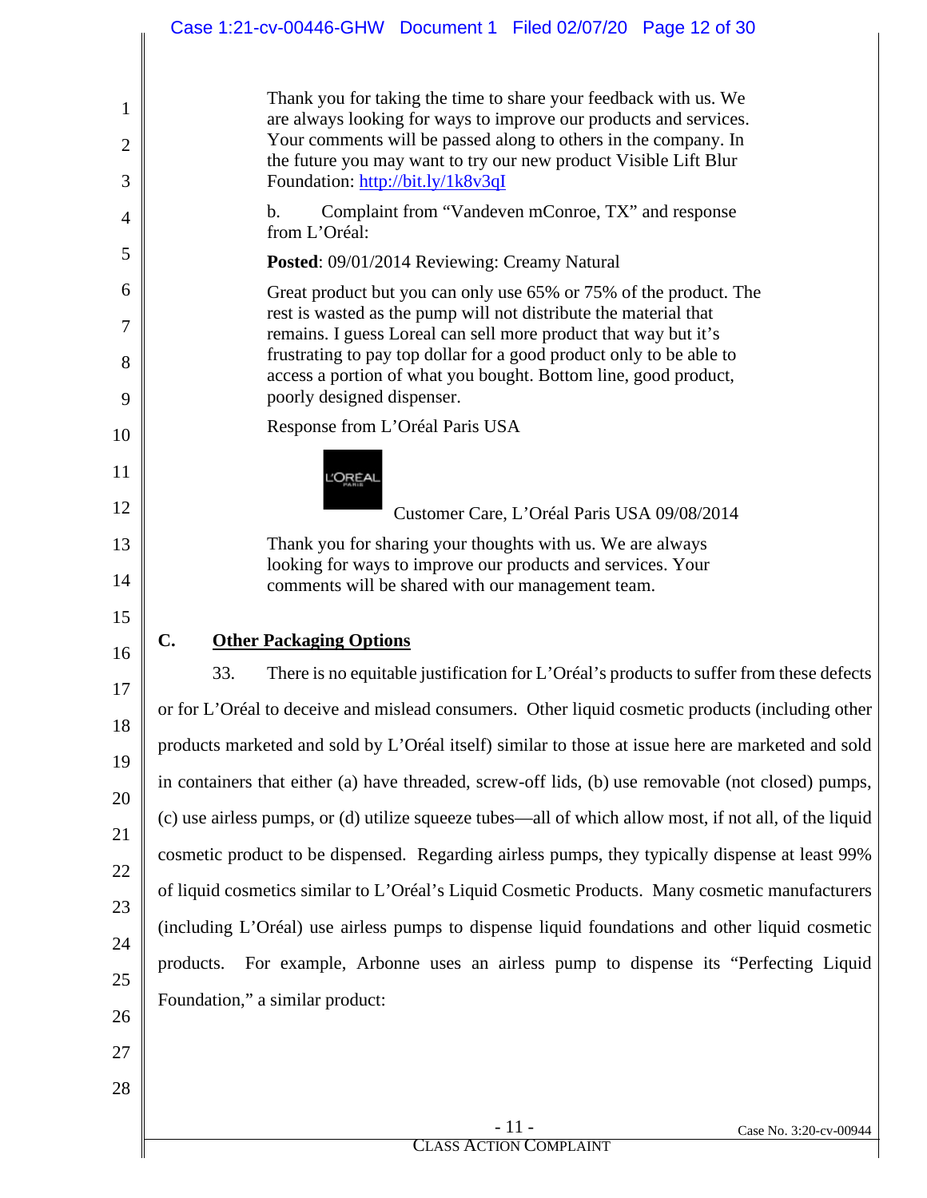Thank you for taking the time to share your feedback with us. We are always looking for ways to improve our products and services. Your comments will be passed along to others in the company. In the future you may want to try our new product Visible Lift Blur Foundation: http://bit.ly/1k8v3qI

b. Complaint from "Vandeven mConroe, TX" and response from L'Oréal:

**Posted**: 09/01/2014 Reviewing: Creamy Natural

Great product but you can only use 65% or 75% of the product. The rest is wasted as the pump will not distribute the material that remains. I guess Loreal can sell more product that way but it's frustrating to pay top dollar for a good product only to be able to access a portion of what you bought. Bottom line, good product, poorly designed dispenser.

Response from L'Oréal Paris USA

L'ORÉAL PARIS

Customer Care, L'Oréal Paris USA 09/08/2014

Thank you for sharing your thoughts with us. We are always looking for ways to improve our products and services. Your comments will be shared with our management team.

## C. Other Packaging Options

33. There is no equitable justification for L'Oréal's products to suffer from these defects or for L'Oréal to deceive and mislead consumers. Other liquid cosmetic products (including other products marketed and sold by L'Oréal itself) similar to those at issue here are marketed and sold in containers that either (a) have threaded, screw-off lids, (b) use removable (not closed) pumps, (c) use airless pumps, or (d) utilize squeeze tubes—all of which allow most, if not all, of the liquid cosmetic product to be dispensed. Regarding airless pumps, they typically dispense at least 99% of liquid cosmetics similar to L'Oréal's Liquid Cosmetic Products. Many cosmetic manufacturers (including L'Oréal) use airless pumps to dispense liquid foundations and other liquid cosmetic products. For example, Arbonne uses an airless pump to dispense its "Perfecting Liquid Foundation," a similar product: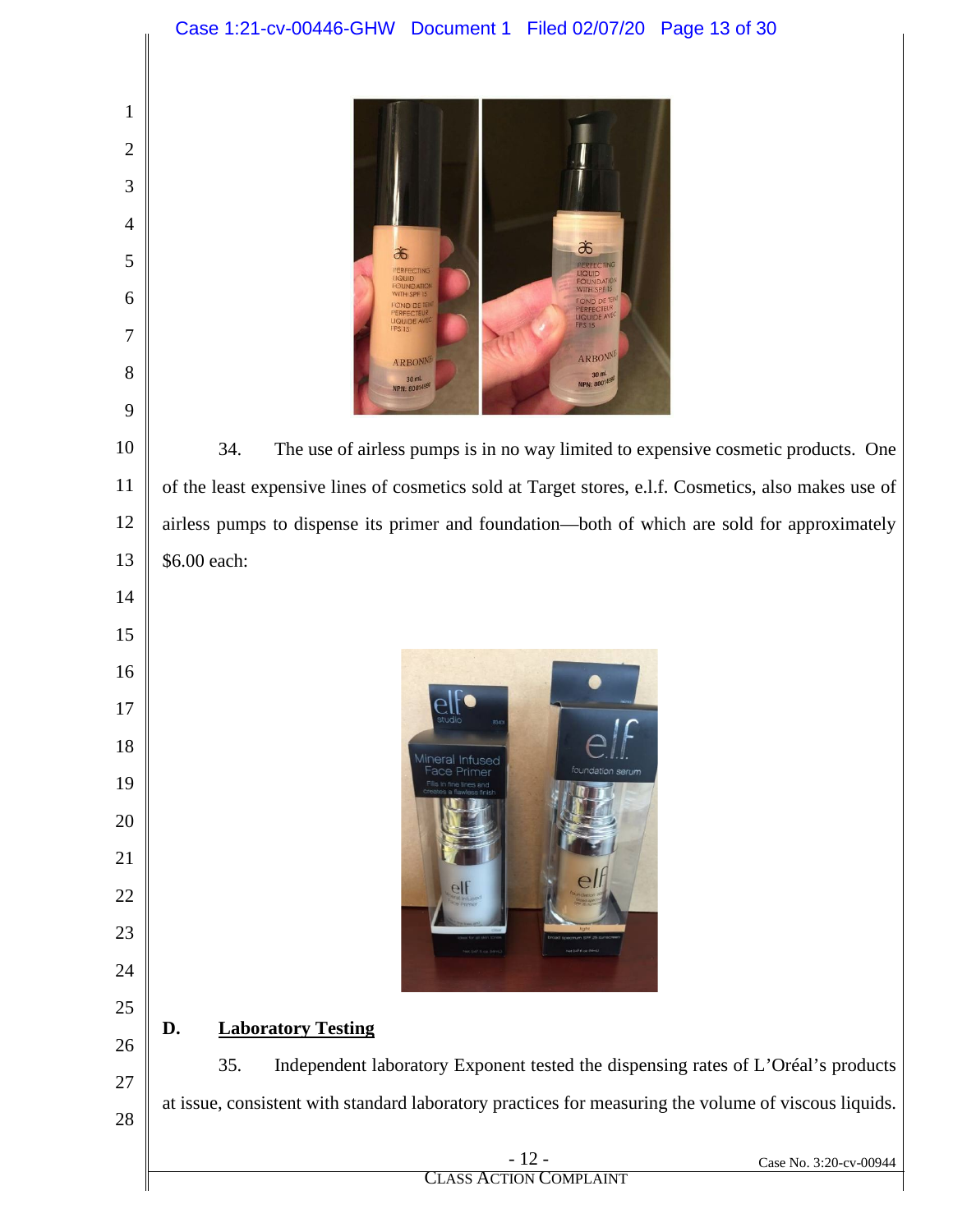34. The use of airless pumps is in no way limited to expensive cosmetic products. One of the least expensive lines of cosmetics sold at Target stores, e.l.f. Cosmetics, also makes use of airless pumps to dispense its primer and foundation—both of which are sold for approximately $6.00 each:

## D. <u>Laboratory Testing</u>

35. Independent laboratory Exponent tested the dispensing rates of L'Oréal's products at issue, consistent with standard laboratory practices for measuring the volume of viscous liquids.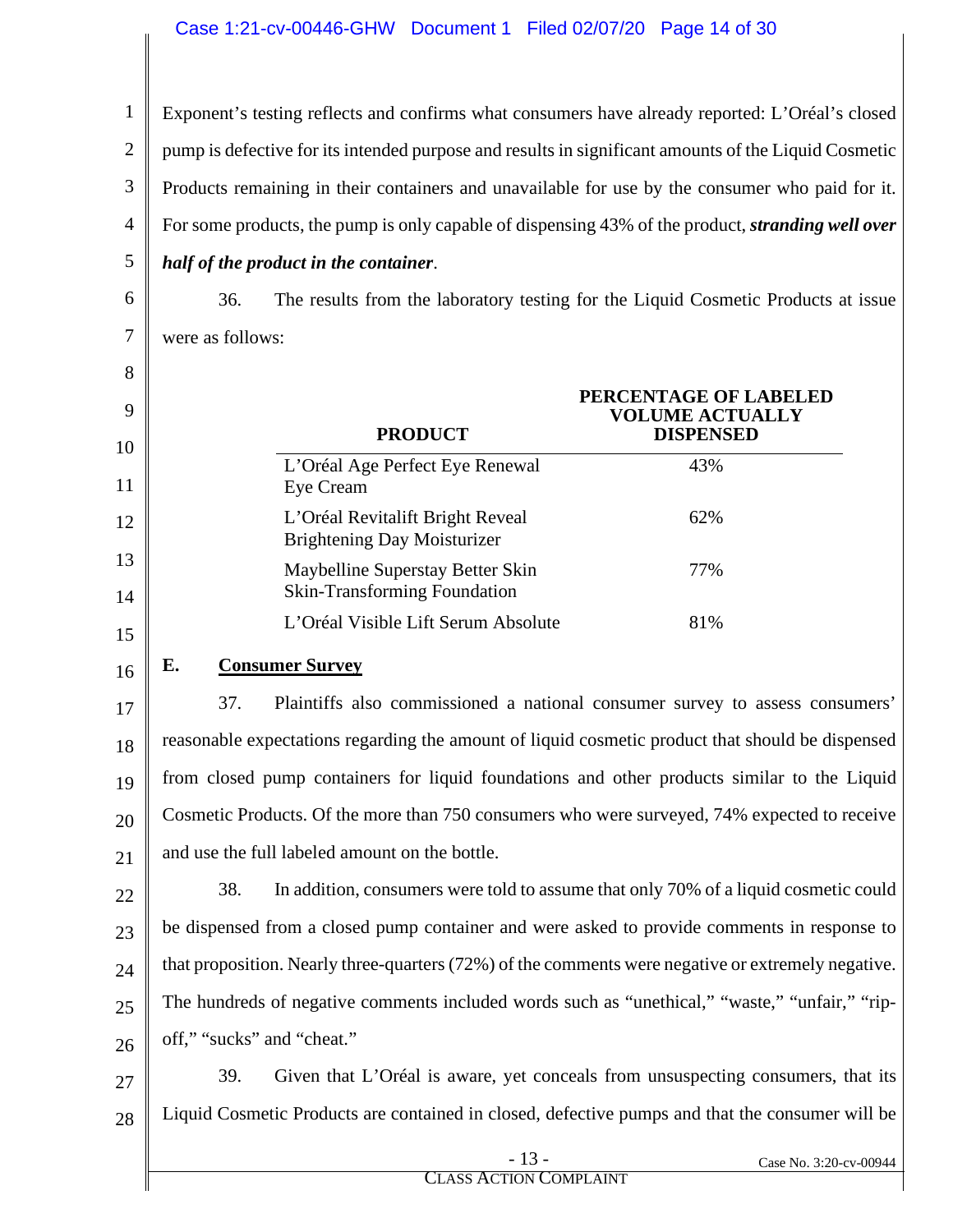Exponent's testing reflects and confirms what consumers have already reported: L'Oréal's closed pump is defective for its intended purpose and results in significant amounts of the Liquid Cosmetic Products remaining in their containers and unavailable for use by the consumer who paid for it. For some products, the pump is only capable of dispensing 43% of the product, ***stranding well over half of the product in the container***.

36. The results from the laboratory testing for the Liquid Cosmetic Products at issue were as follows:

| PRODUCT | PERCENTAGE OF LABELED VOLUME ACTUALLY DISPENSED |
|---|---|
| L'Oréal Age Perfect Eye Renewal Eye Cream | 43% |
| L'Oréal Revitalift Bright Reveal Brightening Day Moisturizer | 62% |
| Maybelline Superstay Better Skin Skin-Transforming Foundation | 77% |
| L'Oréal Visible Lift Serum Absolute | 81% |

## E. Consumer Survey

37. Plaintiffs also commissioned a national consumer survey to assess consumers' reasonable expectations regarding the amount of liquid cosmetic product that should be dispensed from closed pump containers for liquid foundations and other products similar to the Liquid Cosmetic Products. Of the more than 750 consumers who were surveyed, 74% expected to receive and use the full labeled amount on the bottle.

38. In addition, consumers were told to assume that only 70% of a liquid cosmetic could be dispensed from a closed pump container and were asked to provide comments in response to that proposition. Nearly three-quarters (72%) of the comments were negative or extremely negative. The hundreds of negative comments included words such as "unethical," "waste," "unfair," "rip-off," "sucks" and "cheat."

39. Given that L'Oréal is aware, yet conceals from unsuspecting consumers, that its Liquid Cosmetic Products are contained in closed, defective pumps and that the consumer will be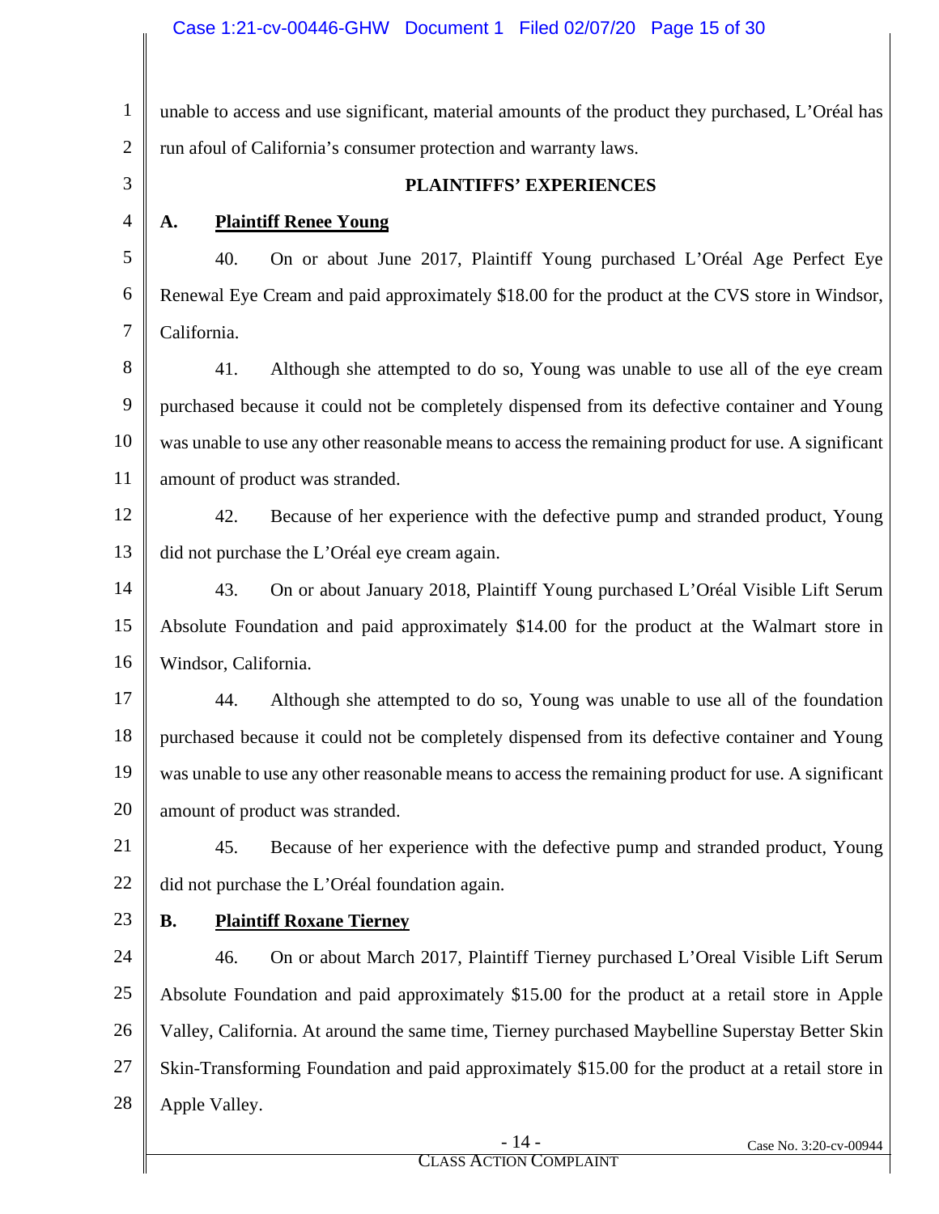unable to access and use significant, material amounts of the product they purchased, L'Oréal has run afoul of California's consumer protection and warranty laws.

## PLAINTIFFS' EXPERIENCES

### A. Plaintiff Renee Young

40. On or about June 2017, Plaintiff Young purchased L'Oréal Age Perfect Eye Renewal Eye Cream and paid approximately $18.00 for the product at the CVS store in Windsor, California.

41. Although she attempted to do so, Young was unable to use all of the eye cream purchased because it could not be completely dispensed from its defective container and Young was unable to use any other reasonable means to access the remaining product for use. A significant amount of product was stranded.

42. Because of her experience with the defective pump and stranded product, Young did not purchase the L'Oréal eye cream again.

43. On or about January 2018, Plaintiff Young purchased L'Oréal Visible Lift Serum Absolute Foundation and paid approximately $14.00 for the product at the Walmart store in Windsor, California.

44. Although she attempted to do so, Young was unable to use all of the foundation purchased because it could not be completely dispensed from its defective container and Young was unable to use any other reasonable means to access the remaining product for use. A significant amount of product was stranded.

45. Because of her experience with the defective pump and stranded product, Young did not purchase the L'Oréal foundation again.

### B. Plaintiff Roxane Tierney

46. On or about March 2017, Plaintiff Tierney purchased L'Oreal Visible Lift Serum Absolute Foundation and paid approximately $15.00 for the product at a retail store in Apple Valley, California. At around the same time, Tierney purchased Maybelline Superstay Better Skin Skin-Transforming Foundation and paid approximately $15.00 for the product at a retail store in Apple Valley.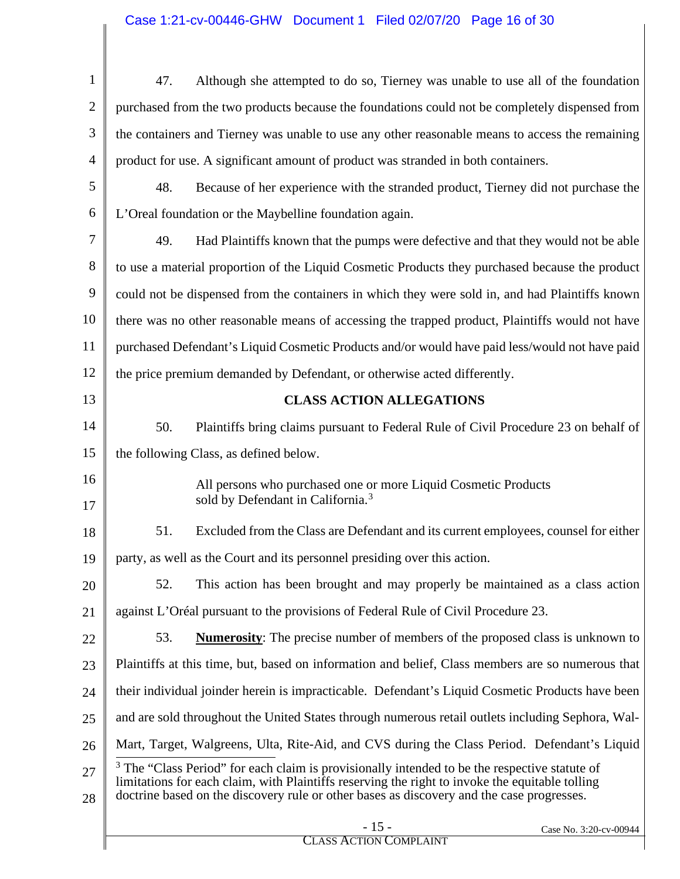47. Although she attempted to do so, Tierney was unable to use all of the foundation purchased from the two products because the foundations could not be completely dispensed from the containers and Tierney was unable to use any other reasonable means to access the remaining product for use. A significant amount of product was stranded in both containers.

48. Because of her experience with the stranded product, Tierney did not purchase the L'Oreal foundation or the Maybelline foundation again.

49. Had Plaintiffs known that the pumps were defective and that they would not be able to use a material proportion of the Liquid Cosmetic Products they purchased because the product could not be dispensed from the containers in which they were sold in, and had Plaintiffs known there was no other reasonable means of accessing the trapped product, Plaintiffs would not have purchased Defendant's Liquid Cosmetic Products and/or would have paid less/would not have paid the price premium demanded by Defendant, or otherwise acted differently.

## CLASS ACTION ALLEGATIONS

50. Plaintiffs bring claims pursuant to Federal Rule of Civil Procedure 23 on behalf of the following Class, as defined below.

> All persons who purchased one or more Liquid Cosmetic Products sold by Defendant in California.[3]

51. Excluded from the Class are Defendant and its current employees, counsel for either party, as well as the Court and its personnel presiding over this action.

52. This action has been brought and may properly be maintained as a class action against L'Oréal pursuant to the provisions of Federal Rule of Civil Procedure 23.

53. **Numerosity**: The precise number of members of the proposed class is unknown to Plaintiffs at this time, but, based on information and belief, Class members are so numerous that their individual joinder herein is impracticable. Defendant's Liquid Cosmetic Products have been and are sold throughout the United States through numerous retail outlets including Sephora, Wal-Mart, Target, Walgreens, Ulta, Rite-Aid, and CVS during the Class Period. Defendant's Liquid

[3] The "Class Period" for each claim is provisionally intended to be the respective statute of limitations for each claim, with Plaintiffs reserving the right to invoke the equitable tolling doctrine based on the discovery rule or other bases as discovery and the case progresses.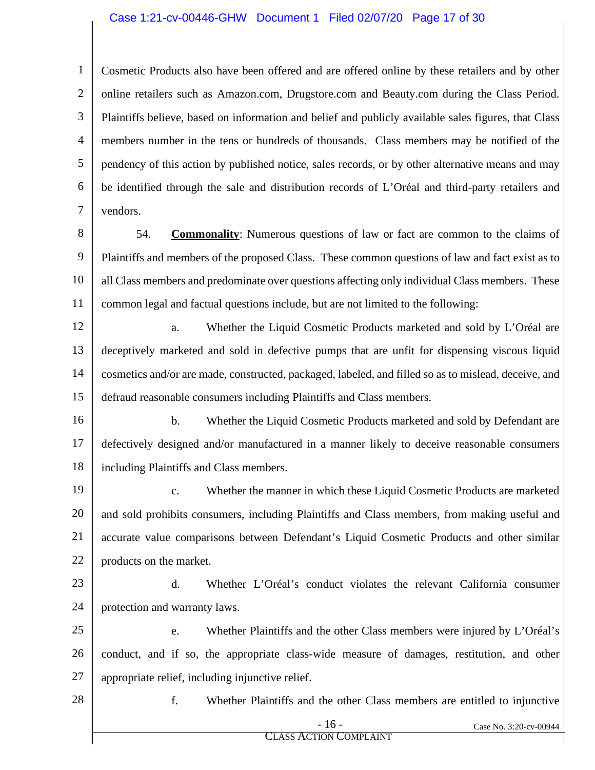Cosmetic Products also have been offered and are offered online by these retailers and by other online retailers such as Amazon.com, Drugstore.com and Beauty.com during the Class Period. Plaintiffs believe, based on information and belief and publicly available sales figures, that Class members number in the tens or hundreds of thousands. Class members may be notified of the pendency of this action by published notice, sales records, or by other alternative means and may be identified through the sale and distribution records of L'Oréal and third-party retailers and vendors.

54. **Commonality**: Numerous questions of law or fact are common to the claims of Plaintiffs and members of the proposed Class. These common questions of law and fact exist as to all Class members and predominate over questions affecting only individual Class members. These common legal and factual questions include, but are not limited to the following:

a. Whether the Liquid Cosmetic Products marketed and sold by L'Oréal are deceptively marketed and sold in defective pumps that are unfit for dispensing viscous liquid cosmetics and/or are made, constructed, packaged, labeled, and filled so as to mislead, deceive, and defraud reasonable consumers including Plaintiffs and Class members.

b. Whether the Liquid Cosmetic Products marketed and sold by Defendant are defectively designed and/or manufactured in a manner likely to deceive reasonable consumers including Plaintiffs and Class members.

c. Whether the manner in which these Liquid Cosmetic Products are marketed and sold prohibits consumers, including Plaintiffs and Class members, from making useful and accurate value comparisons between Defendant's Liquid Cosmetic Products and other similar products on the market.

d. Whether L'Oréal's conduct violates the relevant California consumer protection and warranty laws.

e. Whether Plaintiffs and the other Class members were injured by L'Oréal's conduct, and if so, the appropriate class-wide measure of damages, restitution, and other appropriate relief, including injunctive relief.

f. Whether Plaintiffs and the other Class members are entitled to injunctive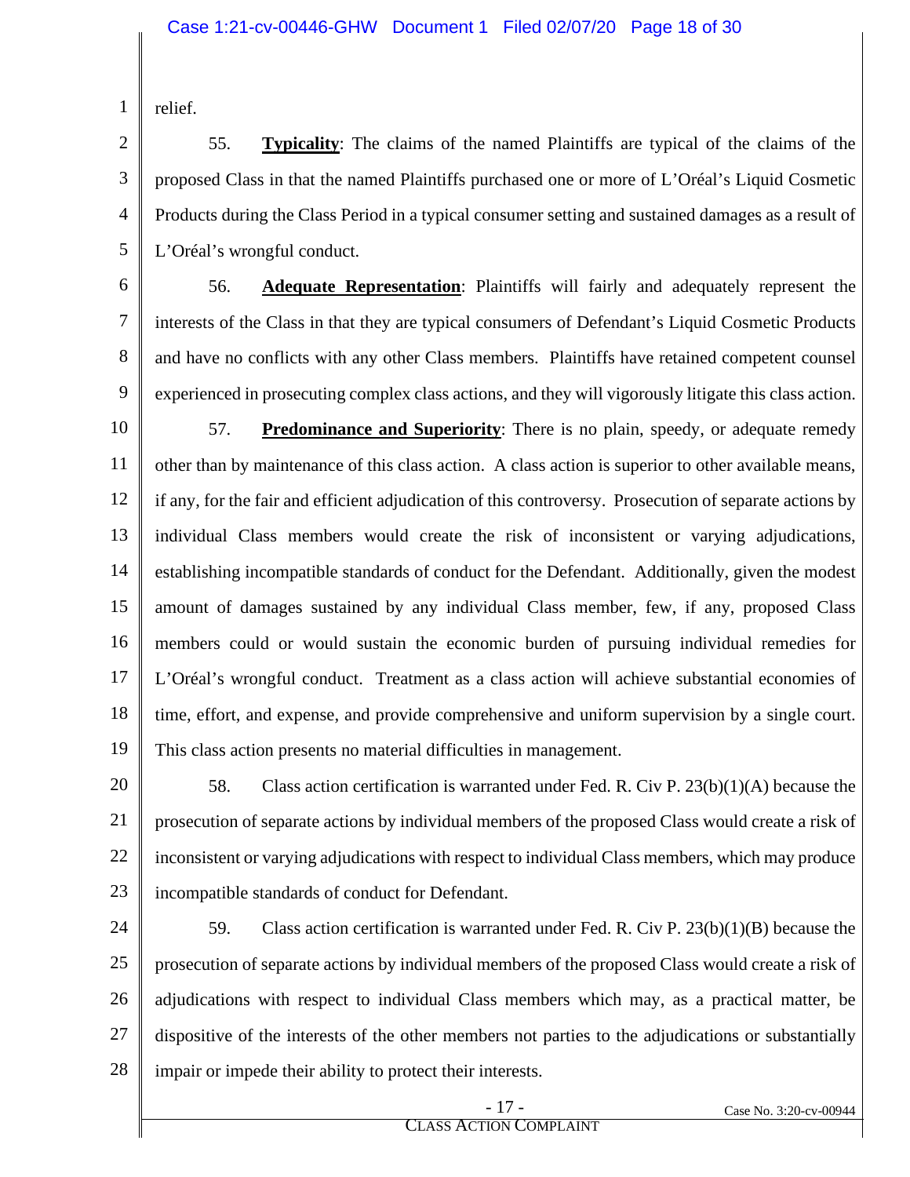relief.

55. **Typicality**: The claims of the named Plaintiffs are typical of the claims of the proposed Class in that the named Plaintiffs purchased one or more of L'Oréal's Liquid Cosmetic Products during the Class Period in a typical consumer setting and sustained damages as a result of L'Oréal's wrongful conduct.

56. **Adequate Representation**: Plaintiffs will fairly and adequately represent the interests of the Class in that they are typical consumers of Defendant's Liquid Cosmetic Products and have no conflicts with any other Class members. Plaintiffs have retained competent counsel experienced in prosecuting complex class actions, and they will vigorously litigate this class action.

57. **Predominance and Superiority**: There is no plain, speedy, or adequate remedy other than by maintenance of this class action. A class action is superior to other available means, if any, for the fair and efficient adjudication of this controversy. Prosecution of separate actions by individual Class members would create the risk of inconsistent or varying adjudications, establishing incompatible standards of conduct for the Defendant. Additionally, given the modest amount of damages sustained by any individual Class member, few, if any, proposed Class members could or would sustain the economic burden of pursuing individual remedies for L'Oréal's wrongful conduct. Treatment as a class action will achieve substantial economies of time, effort, and expense, and provide comprehensive and uniform supervision by a single court. This class action presents no material difficulties in management.

58. Class action certification is warranted under Fed. R. Civ P. 23(b)(1)(A) because the prosecution of separate actions by individual members of the proposed Class would create a risk of inconsistent or varying adjudications with respect to individual Class members, which may produce incompatible standards of conduct for Defendant.

59. Class action certification is warranted under Fed. R. Civ P. 23(b)(1)(B) because the prosecution of separate actions by individual members of the proposed Class would create a risk of adjudications with respect to individual Class members which may, as a practical matter, be dispositive of the interests of the other members not parties to the adjudications or substantially impair or impede their ability to protect their interests.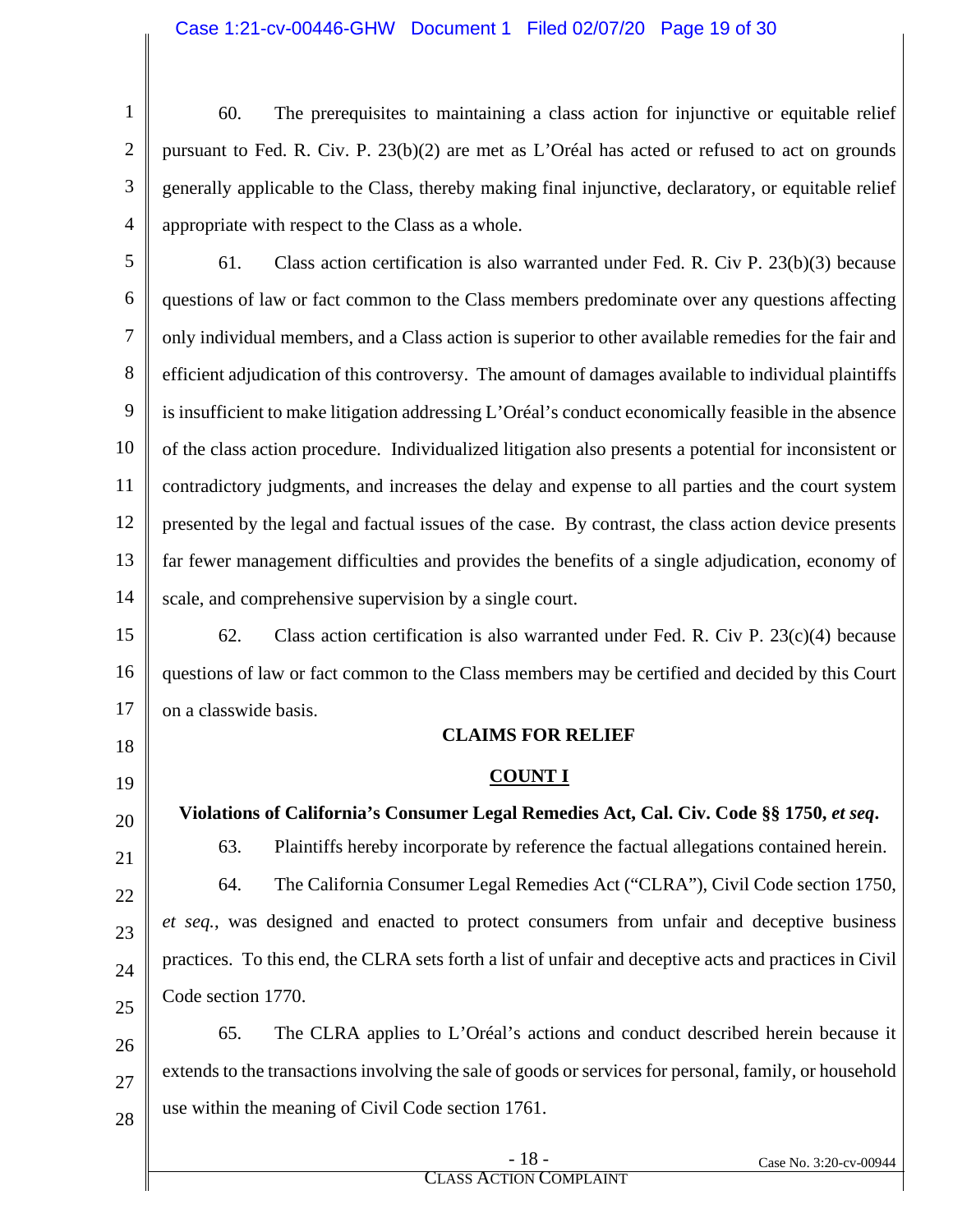60. The prerequisites to maintaining a class action for injunctive or equitable relief pursuant to Fed. R. Civ. P. 23(b)(2) are met as L'Oréal has acted or refused to act on grounds generally applicable to the Class, thereby making final injunctive, declaratory, or equitable relief appropriate with respect to the Class as a whole.

61. Class action certification is also warranted under Fed. R. Civ P. 23(b)(3) because questions of law or fact common to the Class members predominate over any questions affecting only individual members, and a Class action is superior to other available remedies for the fair and efficient adjudication of this controversy. The amount of damages available to individual plaintiffs is insufficient to make litigation addressing L'Oréal's conduct economically feasible in the absence of the class action procedure. Individualized litigation also presents a potential for inconsistent or contradictory judgments, and increases the delay and expense to all parties and the court system presented by the legal and factual issues of the case. By contrast, the class action device presents far fewer management difficulties and provides the benefits of a single adjudication, economy of scale, and comprehensive supervision by a single court.

62. Class action certification is also warranted under Fed. R. Civ P. 23(c)(4) because questions of law or fact common to the Class members may be certified and decided by this Court on a classwide basis.

## CLAIMS FOR RELIEF

### COUNT I

### Violations of California's Consumer Legal Remedies Act, Cal. Civ. Code §§ 1750, *et seq*.

63. Plaintiffs hereby incorporate by reference the factual allegations contained herein.

64. The California Consumer Legal Remedies Act ("CLRA"), Civil Code section 1750, *et seq.*, was designed and enacted to protect consumers from unfair and deceptive business practices. To this end, the CLRA sets forth a list of unfair and deceptive acts and practices in Civil Code section 1770.

65. The CLRA applies to L'Oréal's actions and conduct described herein because it extends to the transactions involving the sale of goods or services for personal, family, or household use within the meaning of Civil Code section 1761.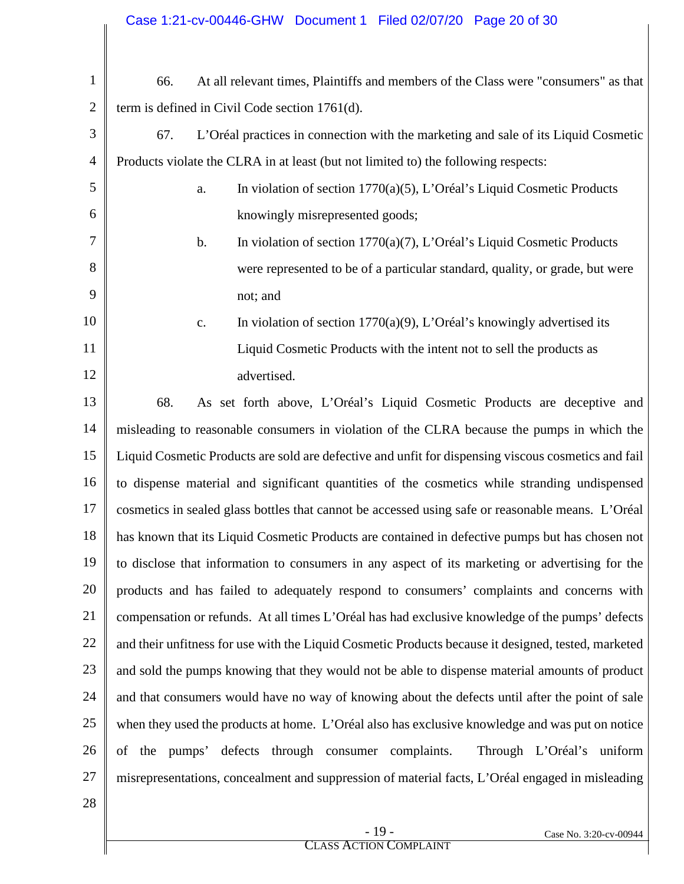66. At all relevant times, Plaintiffs and members of the Class were "consumers" as that term is defined in Civil Code section 1761(d).

67. L'Oréal practices in connection with the marketing and sale of its Liquid Cosmetic Products violate the CLRA in at least (but not limited to) the following respects:

a. In violation of section 1770(a)(5), L'Oréal's Liquid Cosmetic Products knowingly misrepresented goods;

b. In violation of section 1770(a)(7), L'Oréal's Liquid Cosmetic Products were represented to be of a particular standard, quality, or grade, but were not; and

c. In violation of section 1770(a)(9), L'Oréal's knowingly advertised its Liquid Cosmetic Products with the intent not to sell the products as advertised.

68. As set forth above, L'Oréal's Liquid Cosmetic Products are deceptive and misleading to reasonable consumers in violation of the CLRA because the pumps in which the Liquid Cosmetic Products are sold are defective and unfit for dispensing viscous cosmetics and fail to dispense material and significant quantities of the cosmetics while stranding undispensed cosmetics in sealed glass bottles that cannot be accessed using safe or reasonable means. L'Oréal has known that its Liquid Cosmetic Products are contained in defective pumps but has chosen not to disclose that information to consumers in any aspect of its marketing or advertising for the products and has failed to adequately respond to consumers' complaints and concerns with compensation or refunds. At all times L'Oréal has had exclusive knowledge of the pumps' defects and their unfitness for use with the Liquid Cosmetic Products because it designed, tested, marketed and sold the pumps knowing that they would not be able to dispense material amounts of product and that consumers would have no way of knowing about the defects until after the point of sale when they used the products at home. L'Oréal also has exclusive knowledge and was put on notice of the pumps' defects through consumer complaints. Through L'Oréal's uniform misrepresentations, concealment and suppression of material facts, L'Oréal engaged in misleading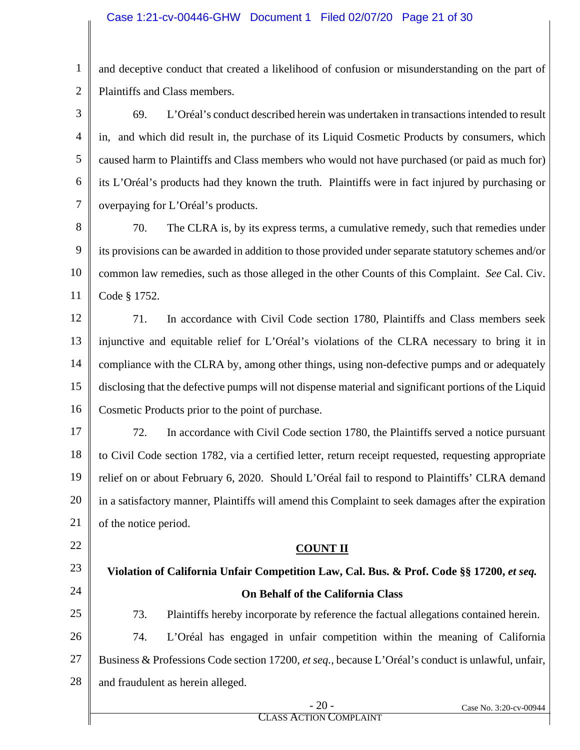and deceptive conduct that created a likelihood of confusion or misunderstanding on the part of Plaintiffs and Class members.

69. L'Oréal's conduct described herein was undertaken in transactions intended to result in, and which did result in, the purchase of its Liquid Cosmetic Products by consumers, which caused harm to Plaintiffs and Class members who would not have purchased (or paid as much for) its L'Oréal's products had they known the truth. Plaintiffs were in fact injured by purchasing or overpaying for L'Oréal's products.

70. The CLRA is, by its express terms, a cumulative remedy, such that remedies under its provisions can be awarded in addition to those provided under separate statutory schemes and/or common law remedies, such as those alleged in the other Counts of this Complaint. *See* Cal. Civ. Code § 1752.

71. In accordance with Civil Code section 1780, Plaintiffs and Class members seek injunctive and equitable relief for L'Oréal's violations of the CLRA necessary to bring it in compliance with the CLRA by, among other things, using non-defective pumps and or adequately disclosing that the defective pumps will not dispense material and significant portions of the Liquid Cosmetic Products prior to the point of purchase.

72. In accordance with Civil Code section 1780, the Plaintiffs served a notice pursuant to Civil Code section 1782, via a certified letter, return receipt requested, requesting appropriate relief on or about February 6, 2020. Should L'Oréal fail to respond to Plaintiffs' CLRA demand in a satisfactory manner, Plaintiffs will amend this Complaint to seek damages after the expiration of the notice period.

## COUNT II

### Violation of California Unfair Competition Law, Cal. Bus. & Prof. Code §§ 17200, *et seq.*

### On Behalf of the California Class

73. Plaintiffs hereby incorporate by reference the factual allegations contained herein.

74. L'Oréal has engaged in unfair competition within the meaning of California Business & Professions Code section 17200, *et seq.*, because L'Oréal's conduct is unlawful, unfair, and fraudulent as herein alleged.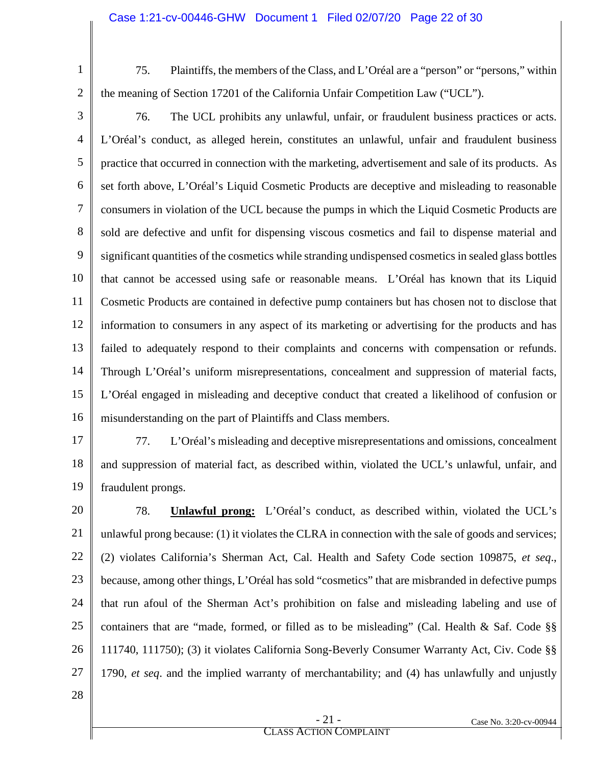75. Plaintiffs, the members of the Class, and L'Oréal are a "person" or "persons," within the meaning of Section 17201 of the California Unfair Competition Law ("UCL").

76. The UCL prohibits any unlawful, unfair, or fraudulent business practices or acts. L'Oréal's conduct, as alleged herein, constitutes an unlawful, unfair and fraudulent business practice that occurred in connection with the marketing, advertisement and sale of its products. As set forth above, L'Oréal's Liquid Cosmetic Products are deceptive and misleading to reasonable consumers in violation of the UCL because the pumps in which the Liquid Cosmetic Products are sold are defective and unfit for dispensing viscous cosmetics and fail to dispense material and significant quantities of the cosmetics while stranding undispensed cosmetics in sealed glass bottles that cannot be accessed using safe or reasonable means. L'Oréal has known that its Liquid Cosmetic Products are contained in defective pump containers but has chosen not to disclose that information to consumers in any aspect of its marketing or advertising for the products and has failed to adequately respond to their complaints and concerns with compensation or refunds. Through L'Oréal's uniform misrepresentations, concealment and suppression of material facts, L'Oréal engaged in misleading and deceptive conduct that created a likelihood of confusion or misunderstanding on the part of Plaintiffs and Class members.

77. L'Oréal's misleading and deceptive misrepresentations and omissions, concealment and suppression of material fact, as described within, violated the UCL's unlawful, unfair, and fraudulent prongs.

78. **Unlawful prong:** L'Oréal's conduct, as described within, violated the UCL's unlawful prong because: (1) it violates the CLRA in connection with the sale of goods and services; (2) violates California's Sherman Act, Cal. Health and Safety Code section 109875, *et seq*., because, among other things, L'Oréal has sold "cosmetics" that are misbranded in defective pumps that run afoul of the Sherman Act's prohibition on false and misleading labeling and use of containers that are "made, formed, or filled as to be misleading" (Cal. Health & Saf. Code §§ 111740, 111750); (3) it violates California Song-Beverly Consumer Warranty Act, Civ. Code §§ 1790, *et seq*. and the implied warranty of merchantability; and (4) has unlawfully and unjustly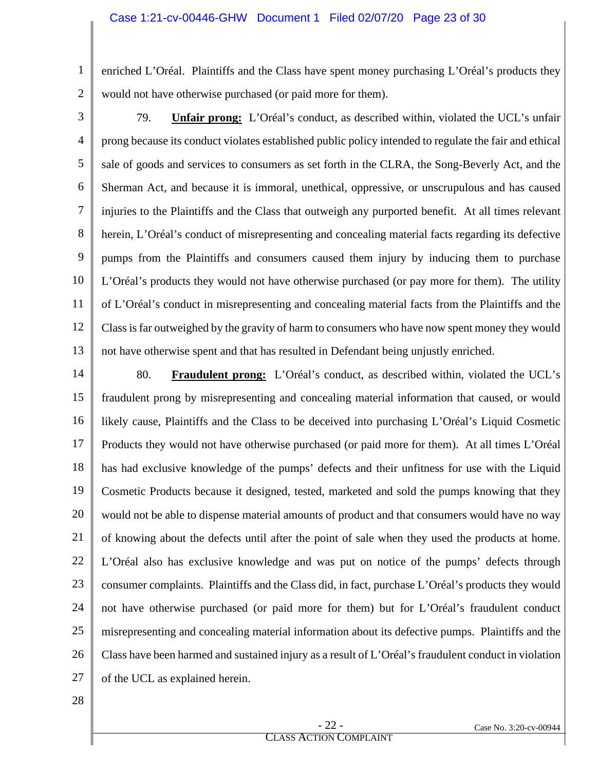enriched L'Oréal. Plaintiffs and the Class have spent money purchasing L'Oréal's products they would not have otherwise purchased (or paid more for them).

79. **Unfair prong:** L'Oréal's conduct, as described within, violated the UCL's unfair prong because its conduct violates established public policy intended to regulate the fair and ethical sale of goods and services to consumers as set forth in the CLRA, the Song-Beverly Act, and the Sherman Act, and because it is immoral, unethical, oppressive, or unscrupulous and has caused injuries to the Plaintiffs and the Class that outweigh any purported benefit. At all times relevant herein, L'Oréal's conduct of misrepresenting and concealing material facts regarding its defective pumps from the Plaintiffs and consumers caused them injury by inducing them to purchase L'Oréal's products they would not have otherwise purchased (or pay more for them). The utility of L'Oréal's conduct in misrepresenting and concealing material facts from the Plaintiffs and the Class is far outweighed by the gravity of harm to consumers who have now spent money they would not have otherwise spent and that has resulted in Defendant being unjustly enriched.

80. **Fraudulent prong:** L'Oréal's conduct, as described within, violated the UCL's fraudulent prong by misrepresenting and concealing material information that caused, or would likely cause, Plaintiffs and the Class to be deceived into purchasing L'Oréal's Liquid Cosmetic Products they would not have otherwise purchased (or paid more for them). At all times L'Oréal has had exclusive knowledge of the pumps' defects and their unfitness for use with the Liquid Cosmetic Products because it designed, tested, marketed and sold the pumps knowing that they would not be able to dispense material amounts of product and that consumers would have no way of knowing about the defects until after the point of sale when they used the products at home. L'Oréal also has exclusive knowledge and was put on notice of the pumps' defects through consumer complaints. Plaintiffs and the Class did, in fact, purchase L'Oréal's products they would not have otherwise purchased (or paid more for them) but for L'Oréal's fraudulent conduct misrepresenting and concealing material information about its defective pumps. Plaintiffs and the Class have been harmed and sustained injury as a result of L'Oréal's fraudulent conduct in violation of the UCL as explained herein.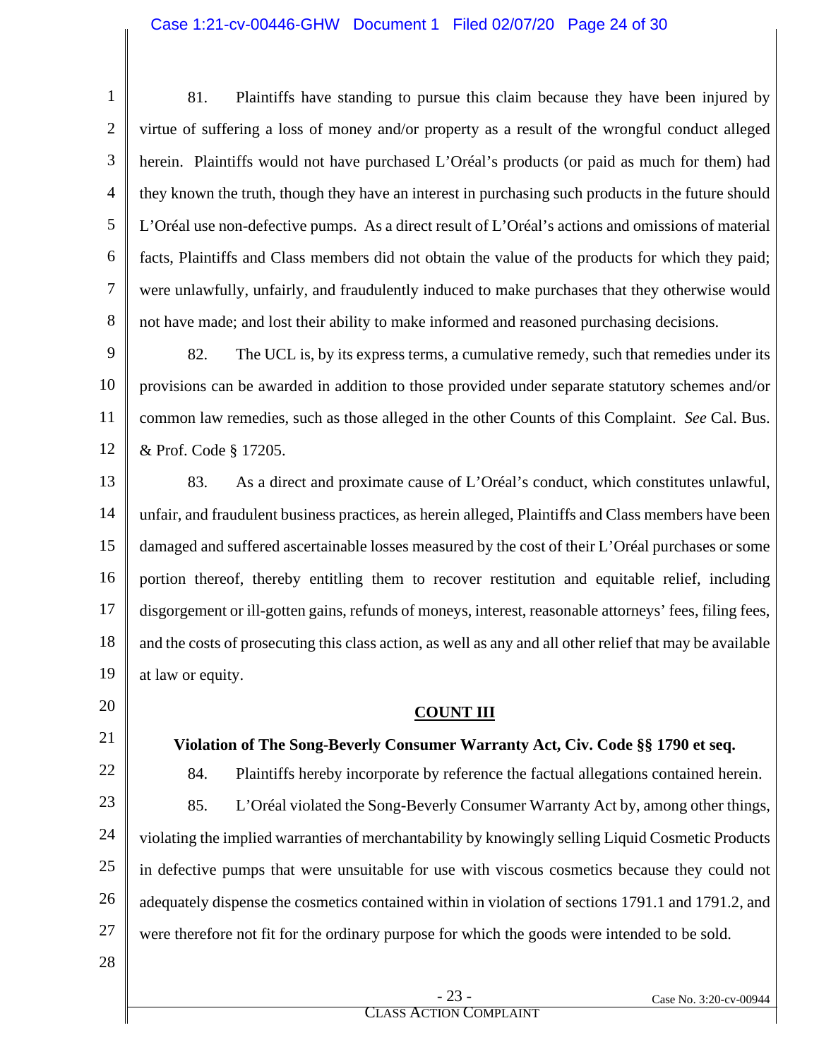81. Plaintiffs have standing to pursue this claim because they have been injured by virtue of suffering a loss of money and/or property as a result of the wrongful conduct alleged herein. Plaintiffs would not have purchased L'Oréal's products (or paid as much for them) had they known the truth, though they have an interest in purchasing such products in the future should L'Oréal use non-defective pumps. As a direct result of L'Oréal's actions and omissions of material facts, Plaintiffs and Class members did not obtain the value of the products for which they paid; were unlawfully, unfairly, and fraudulently induced to make purchases that they otherwise would not have made; and lost their ability to make informed and reasoned purchasing decisions.

82. The UCL is, by its express terms, a cumulative remedy, such that remedies under its provisions can be awarded in addition to those provided under separate statutory schemes and/or common law remedies, such as those alleged in the other Counts of this Complaint. *See* Cal. Bus. & Prof. Code § 17205.

83. As a direct and proximate cause of L'Oréal's conduct, which constitutes unlawful, unfair, and fraudulent business practices, as herein alleged, Plaintiffs and Class members have been damaged and suffered ascertainable losses measured by the cost of their L'Oréal purchases or some portion thereof, thereby entitling them to recover restitution and equitable relief, including disgorgement or ill-gotten gains, refunds of moneys, interest, reasonable attorneys' fees, filing fees, and the costs of prosecuting this class action, as well as any and all other relief that may be available at law or equity.

## COUNT III

**Violation of The Song-Beverly Consumer Warranty Act, Civ. Code §§ 1790 et seq.**

84. Plaintiffs hereby incorporate by reference the factual allegations contained herein.

85. L'Oréal violated the Song-Beverly Consumer Warranty Act by, among other things, violating the implied warranties of merchantability by knowingly selling Liquid Cosmetic Products in defective pumps that were unsuitable for use with viscous cosmetics because they could not adequately dispense the cosmetics contained within in violation of sections 1791.1 and 1791.2, and were therefore not fit for the ordinary purpose for which the goods were intended to be sold.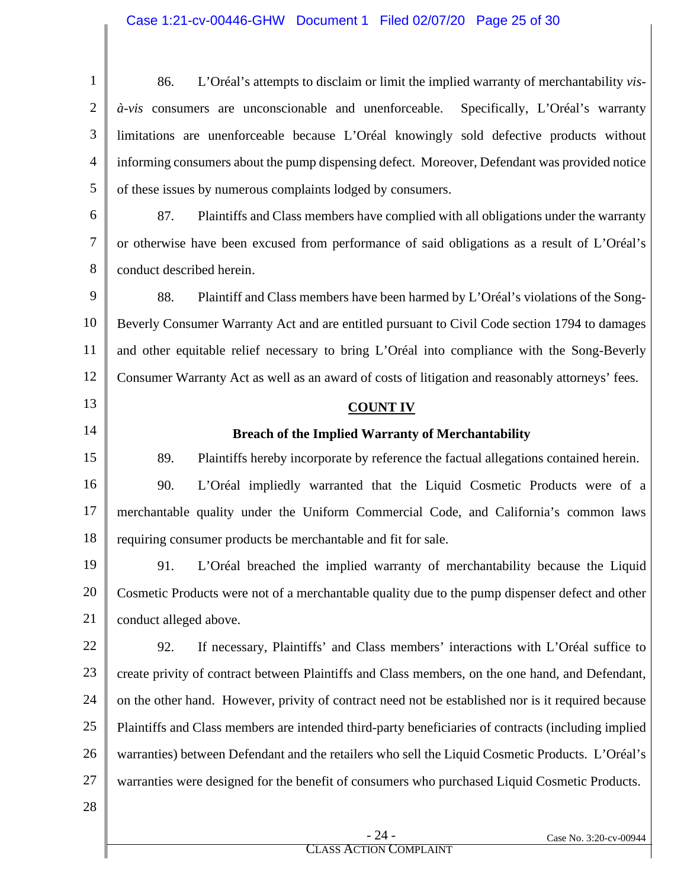86. L'Oréal's attempts to disclaim or limit the implied warranty of merchantability *vis-à-vis* consumers are unconscionable and unenforceable. Specifically, L'Oréal's warranty limitations are unenforceable because L'Oréal knowingly sold defective products without informing consumers about the pump dispensing defect. Moreover, Defendant was provided notice of these issues by numerous complaints lodged by consumers.

87. Plaintiffs and Class members have complied with all obligations under the warranty or otherwise have been excused from performance of said obligations as a result of L'Oréal's conduct described herein.

88. Plaintiff and Class members have been harmed by L'Oréal's violations of the Song-Beverly Consumer Warranty Act and are entitled pursuant to Civil Code section 1794 to damages and other equitable relief necessary to bring L'Oréal into compliance with the Song-Beverly Consumer Warranty Act as well as an award of costs of litigation and reasonably attorneys' fees.

## COUNT IV

### Breach of the Implied Warranty of Merchantability

89. Plaintiffs hereby incorporate by reference the factual allegations contained herein.

90. L'Oréal impliedly warranted that the Liquid Cosmetic Products were of a merchantable quality under the Uniform Commercial Code, and California's common laws requiring consumer products be merchantable and fit for sale.

91. L'Oréal breached the implied warranty of merchantability because the Liquid Cosmetic Products were not of a merchantable quality due to the pump dispenser defect and other conduct alleged above.

92. If necessary, Plaintiffs' and Class members' interactions with L'Oréal suffice to create privity of contract between Plaintiffs and Class members, on the one hand, and Defendant, on the other hand. However, privity of contract need not be established nor is it required because Plaintiffs and Class members are intended third-party beneficiaries of contracts (including implied warranties) between Defendant and the retailers who sell the Liquid Cosmetic Products. L'Oréal's warranties were designed for the benefit of consumers who purchased Liquid Cosmetic Products.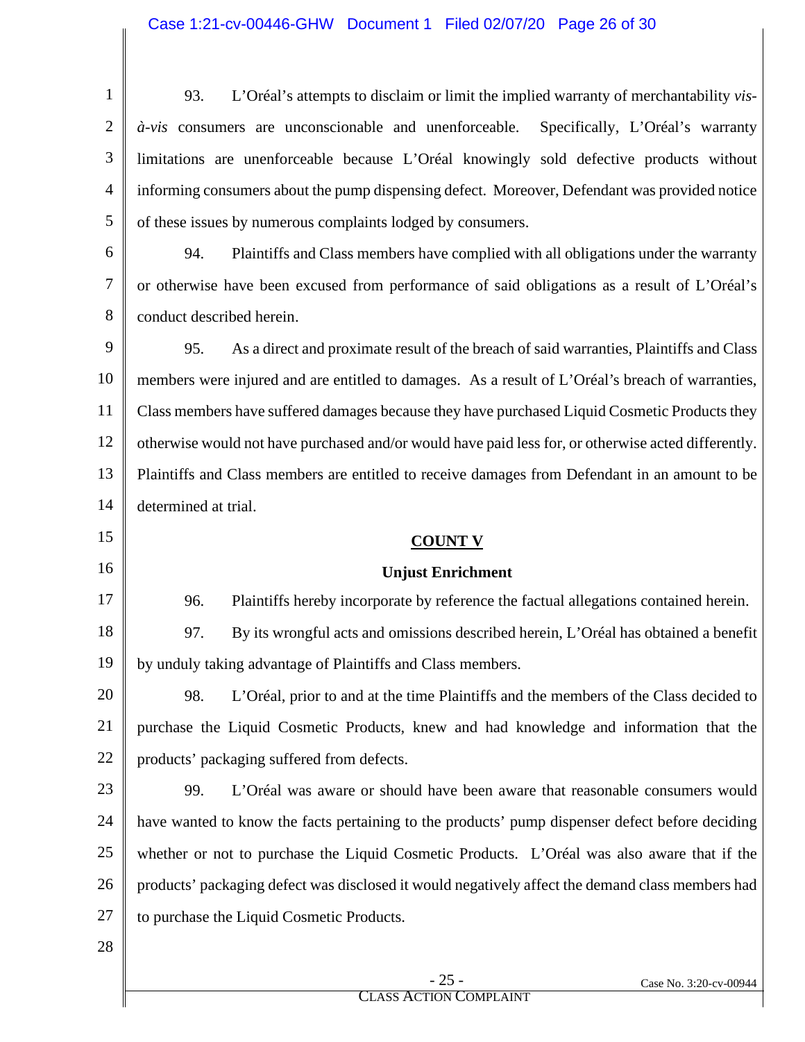93. L'Oréal's attempts to disclaim or limit the implied warranty of merchantability *vis-à-vis* consumers are unconscionable and unenforceable. Specifically, L'Oréal's warranty limitations are unenforceable because L'Oréal knowingly sold defective products without informing consumers about the pump dispensing defect. Moreover, Defendant was provided notice of these issues by numerous complaints lodged by consumers.

94. Plaintiffs and Class members have complied with all obligations under the warranty or otherwise have been excused from performance of said obligations as a result of L'Oréal's conduct described herein.

95. As a direct and proximate result of the breach of said warranties, Plaintiffs and Class members were injured and are entitled to damages. As a result of L'Oréal's breach of warranties, Class members have suffered damages because they have purchased Liquid Cosmetic Products they otherwise would not have purchased and/or would have paid less for, or otherwise acted differently. Plaintiffs and Class members are entitled to receive damages from Defendant in an amount to be determined at trial.

## COUNT V

### Unjust Enrichment

96. Plaintiffs hereby incorporate by reference the factual allegations contained herein.

97. By its wrongful acts and omissions described herein, L'Oréal has obtained a benefit by unduly taking advantage of Plaintiffs and Class members.

98. L'Oréal, prior to and at the time Plaintiffs and the members of the Class decided to purchase the Liquid Cosmetic Products, knew and had knowledge and information that the products' packaging suffered from defects.

99. L'Oréal was aware or should have been aware that reasonable consumers would have wanted to know the facts pertaining to the products' pump dispenser defect before deciding whether or not to purchase the Liquid Cosmetic Products. L'Oréal was also aware that if the products' packaging defect was disclosed it would negatively affect the demand class members had to purchase the Liquid Cosmetic Products.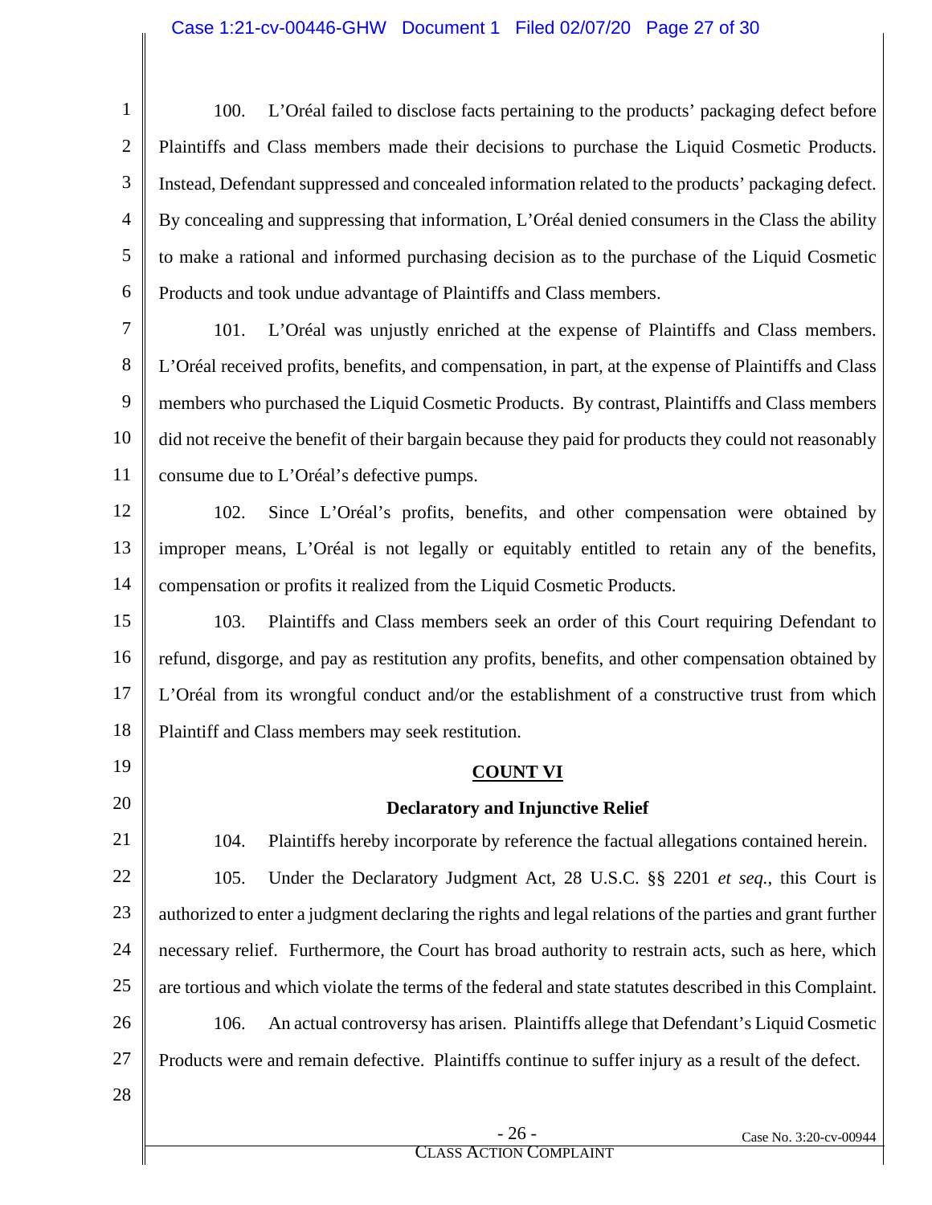100. L'Oréal failed to disclose facts pertaining to the products' packaging defect before Plaintiffs and Class members made their decisions to purchase the Liquid Cosmetic Products. Instead, Defendant suppressed and concealed information related to the products' packaging defect. By concealing and suppressing that information, L'Oréal denied consumers in the Class the ability to make a rational and informed purchasing decision as to the purchase of the Liquid Cosmetic Products and took undue advantage of Plaintiffs and Class members.

101. L'Oréal was unjustly enriched at the expense of Plaintiffs and Class members. L'Oréal received profits, benefits, and compensation, in part, at the expense of Plaintiffs and Class members who purchased the Liquid Cosmetic Products. By contrast, Plaintiffs and Class members did not receive the benefit of their bargain because they paid for products they could not reasonably consume due to L'Oréal's defective pumps.

102. Since L'Oréal's profits, benefits, and other compensation were obtained by improper means, L'Oréal is not legally or equitably entitled to retain any of the benefits, compensation or profits it realized from the Liquid Cosmetic Products.

103. Plaintiffs and Class members seek an order of this Court requiring Defendant to refund, disgorge, and pay as restitution any profits, benefits, and other compensation obtained by L'Oréal from its wrongful conduct and/or the establishment of a constructive trust from which Plaintiff and Class members may seek restitution.

## COUNT VI

### Declaratory and Injunctive Relief

104. Plaintiffs hereby incorporate by reference the factual allegations contained herein.

105. Under the Declaratory Judgment Act, 28 U.S.C. §§ 2201 *et seq.*, this Court is authorized to enter a judgment declaring the rights and legal relations of the parties and grant further necessary relief. Furthermore, the Court has broad authority to restrain acts, such as here, which are tortious and which violate the terms of the federal and state statutes described in this Complaint.

106. An actual controversy has arisen. Plaintiffs allege that Defendant's Liquid Cosmetic Products were and remain defective. Plaintiffs continue to suffer injury as a result of the defect.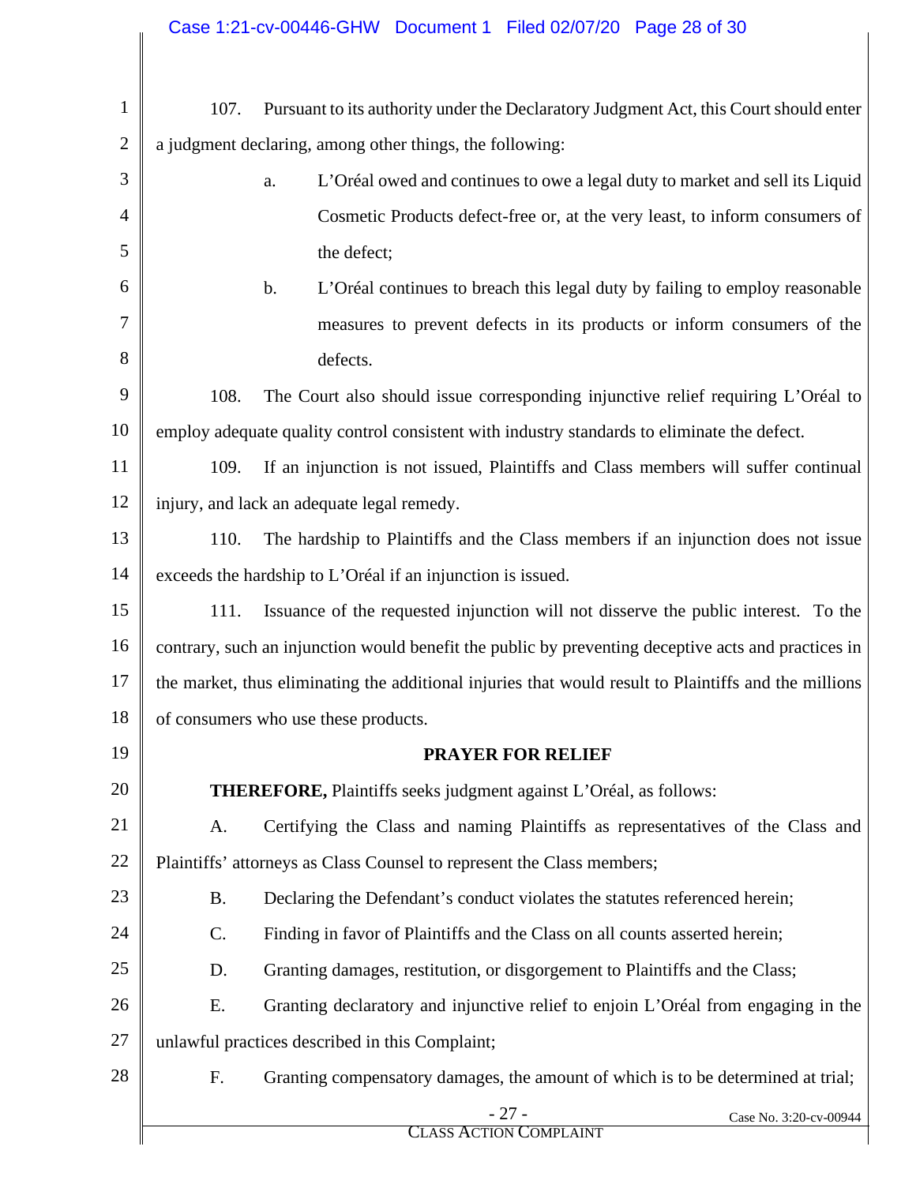107. Pursuant to its authority under the Declaratory Judgment Act, this Court should enter a judgment declaring, among other things, the following:

a. L'Oréal owed and continues to owe a legal duty to market and sell its Liquid Cosmetic Products defect-free or, at the very least, to inform consumers of the defect;

b. L'Oréal continues to breach this legal duty by failing to employ reasonable measures to prevent defects in its products or inform consumers of the defects.

108. The Court also should issue corresponding injunctive relief requiring L'Oréal to employ adequate quality control consistent with industry standards to eliminate the defect.

109. If an injunction is not issued, Plaintiffs and Class members will suffer continual injury, and lack an adequate legal remedy.

110. The hardship to Plaintiffs and the Class members if an injunction does not issue exceeds the hardship to L'Oréal if an injunction is issued.

111. Issuance of the requested injunction will not disserve the public interest. To the contrary, such an injunction would benefit the public by preventing deceptive acts and practices in the market, thus eliminating the additional injuries that would result to Plaintiffs and the millions of consumers who use these products.

## PRAYER FOR RELIEF

**THEREFORE,** Plaintiffs seeks judgment against L'Oréal, as follows:

A. Certifying the Class and naming Plaintiffs as representatives of the Class and Plaintiffs' attorneys as Class Counsel to represent the Class members;

B. Declaring the Defendant's conduct violates the statutes referenced herein;

C. Finding in favor of Plaintiffs and the Class on all counts asserted herein;

D. Granting damages, restitution, or disgorgement to Plaintiffs and the Class;

E. Granting declaratory and injunctive relief to enjoin L'Oréal from engaging in the unlawful practices described in this Complaint;

F. Granting compensatory damages, the amount of which is to be determined at trial;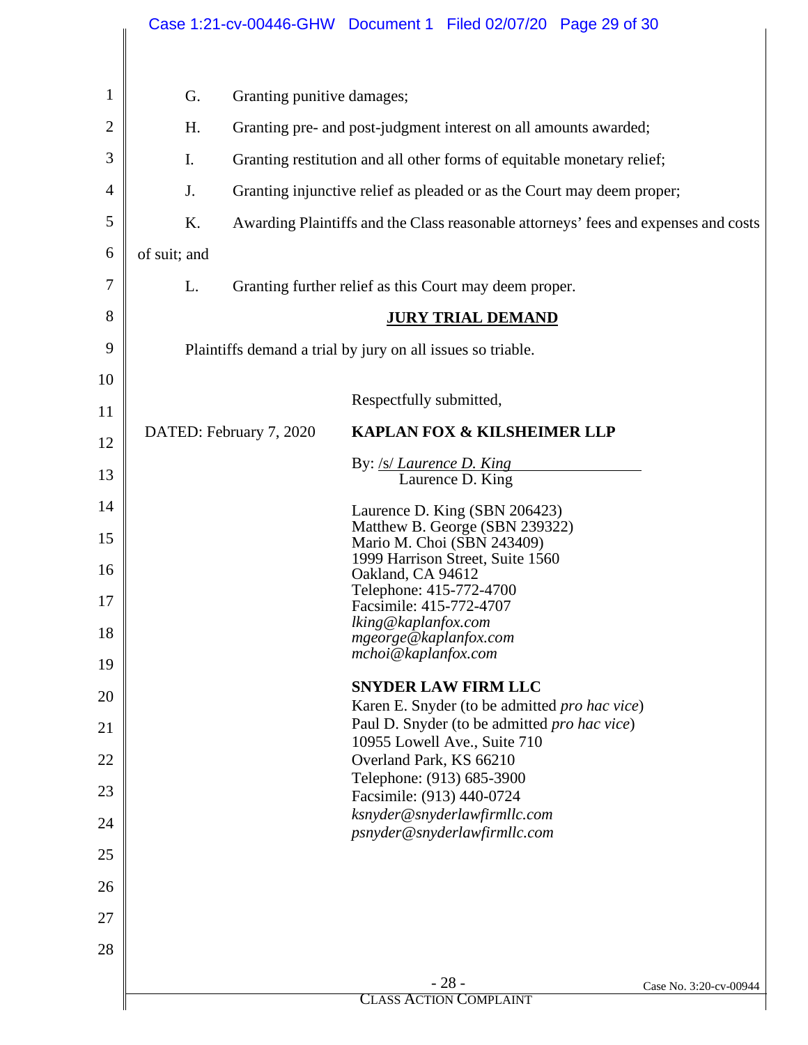G. Granting punitive damages;

H. Granting pre- and post-judgment interest on all amounts awarded;

I. Granting restitution and all other forms of equitable monetary relief;

J. Granting injunctive relief as pleaded or as the Court may deem proper;

K. Awarding Plaintiffs and the Class reasonable attorneys' fees and expenses and costs of suit; and

L. Granting further relief as this Court may deem proper.

## JURY TRIAL DEMAND

Plaintiffs demand a trial by jury on all issues so triable.

Respectfully submitted,

DATED: February 7, 2020

**KAPLAN FOX & KILSHEIMER LLP**

By: /s/ *Laurence D. King*
Laurence D. King

Laurence D. King (SBN 206423)
Matthew B. George (SBN 239322)
Mario M. Choi (SBN 243409)
1999 Harrison Street, Suite 1560
Oakland, CA 94612
Telephone: 415-772-4700
Facsimile: 415-772-4707
*lking@kaplanfox.com*
*mgeorge@kaplanfox.com*
*mchoi@kaplanfox.com*

**SNYDER LAW FIRM LLC**
Karen E. Snyder (to be admitted *pro hac vice*)
Paul D. Snyder (to be admitted *pro hac vice*)
10955 Lowell Ave., Suite 710
Overland Park, KS 66210
Telephone: (913) 685-3900
Facsimile: (913) 440-0724
*ksnyder@snyderlawfirmllc.com*
*psnyder@snyderlawfirmllc.com*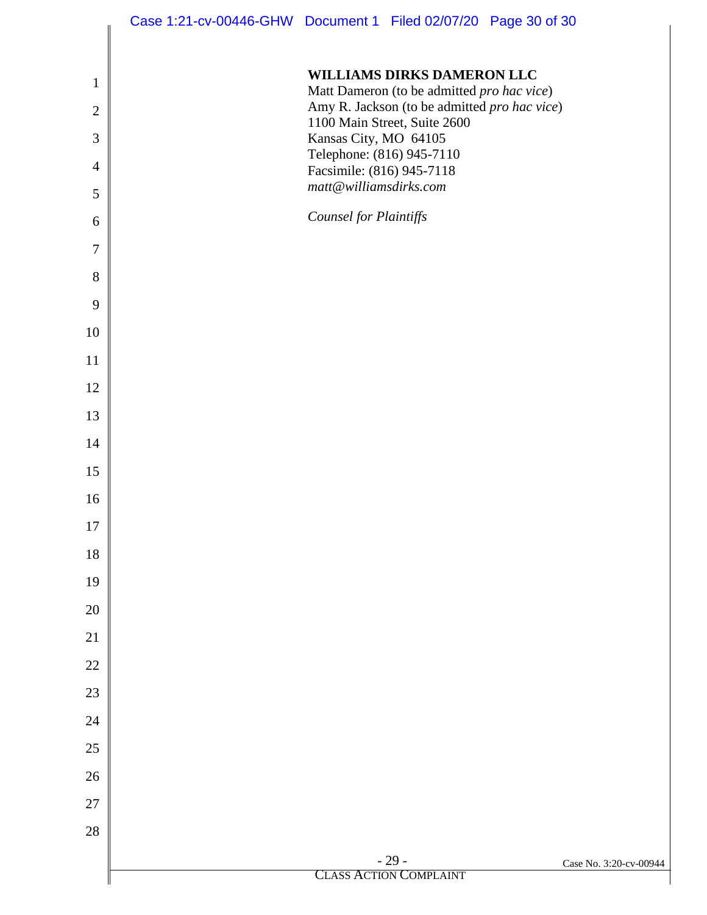**WILLIAMS DIRKS DAMERON LLC**
Matt Dameron (to be admitted *pro hac vice*)
Amy R. Jackson (to be admitted *pro hac vice*)
1100 Main Street, Suite 2600
Kansas City, MO 64105
Telephone: (816) 945-7110
Facsimile: (816) 945-7118
*matt@williamsdirks.com*

*Counsel for Plaintiffs*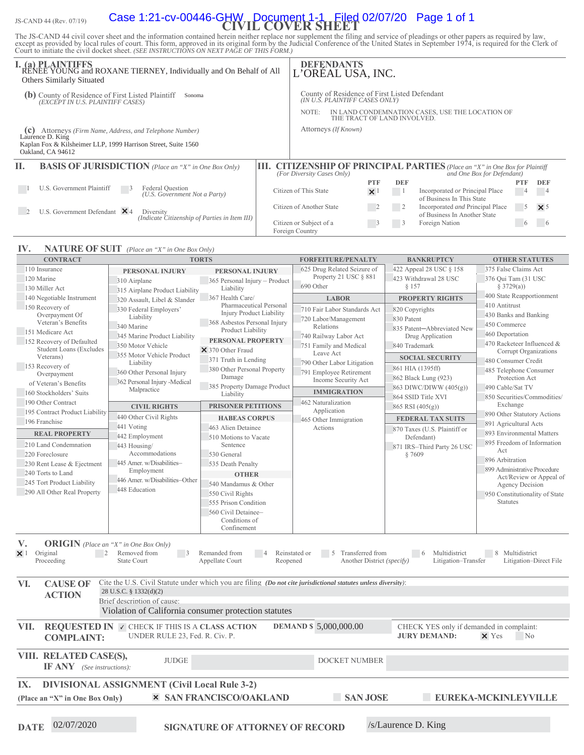JS-CAND 44 (Rev. 07/19)

# CIVIL COVER SHEET

The JS-CAND 44 civil cover sheet and the information contained herein neither replace nor supplement the filing and service of pleadings or other papers as required by law, except as provided by local rules of court. This form, approved in its original form by the Judicial Conference of the United States in September 1974, is required for the Clerk of Court to initiate the civil docket sheet. *(SEE INSTRUCTIONS ON NEXT PAGE OF THIS FORM.)*

**I. (a) PLAINTIFFS**
RENEE YOUNG and ROXANE TIERNEY, Individually and On Behalf of All Others Similarly Situated

**(b)** County of Residence of First Listed Plaintiff Sonoma
*(EXCEPT IN U.S. PLAINTIFF CASES)*

**(c)** Attorneys *(Firm Name, Address, and Telephone Number)*
Laurence D. King
Kaplan Fox & Kilsheimer LLP, 1999 Harrison Street, Suite 1560
Oakland, CA 94612

**DEFENDANTS**
L'ORÉAL USA, INC.

County of Residence of First Listed Defendant
*(IN U.S. PLAINTIFF CASES ONLY)*

NOTE: IN LAND CONDEMNATION CASES, USE THE LOCATION OF THE TRACT OF LAND INVOLVED.

Attorneys *(If Known)*

**II. BASIS OF JURISDICTION** *(Place an "X" in One Box Only)*

- 1 U.S. Government Plaintiff
- 3 Federal Question *(U.S. Government Not a Party)*
- 2 U.S. Government Defendant
- ☒ 4 Diversity *(Indicate Citizenship of Parties in Item III)*

**III. CITIZENSHIP OF PRINCIPAL PARTIES** *(Place an "X" in One Box for Plaintiff and One Box for Defendant)* *(For Diversity Cases Only)*

| | PTF | DEF | | PTF | DEF |
|---|---|---|---|---|---|
| Citizen of This State | ☒ 1 | 1 | Incorporated *or* Principal Place of Business In This State | 4 | 4 |
| Citizen of Another State | 2 | 2 | Incorporated *and* Principal Place of Business In Another State | 5 | ☒ 5 |
| Citizen or Subject of a Foreign Country | 3 | 3 | Foreign Nation | 6 | 6 |

**IV. NATURE OF SUIT** *(Place an "X" in One Box Only)*

**CONTRACT**
- 110 Insurance
- 120 Marine
- 130 Miller Act
- 140 Negotiable Instrument
- 150 Recovery of Overpayment Of Veteran's Benefits
- 151 Medicare Act
- 152 Recovery of Defaulted Student Loans (Excludes Veterans)
- 153 Recovery of Overpayment of Veteran's Benefits
- 160 Stockholders' Suits
- 190 Other Contract
- 195 Contract Product Liability
- 196 Franchise

**REAL PROPERTY**
- 210 Land Condemnation
- 220 Foreclosure
- 230 Rent Lease & Ejectment
- 240 Torts to Land
- 245 Tort Product Liability
- 290 All Other Real Property

**TORTS**

**PERSONAL INJURY**
- 310 Airplane
- 315 Airplane Product Liability
- 320 Assault, Libel & Slander
- 330 Federal Employers' Liability
- 340 Marine
- 345 Marine Product Liability
- 350 Motor Vehicle
- 355 Motor Vehicle Product Liability
- 360 Other Personal Injury
- 362 Personal Injury -Medical Malpractice

**PERSONAL INJURY**
- 365 Personal Injury – Product Liability
- 367 Health Care/ Pharmaceutical Personal Injury Product Liability
- 368 Asbestos Personal Injury Product Liability

**PERSONAL PROPERTY**
- ☒ 370 Other Fraud
- 371 Truth in Lending
- 380 Other Personal Property Damage
- 385 Property Damage Product Liability

**CIVIL RIGHTS**
- 440 Other Civil Rights
- 441 Voting
- 442 Employment
- 443 Housing/ Accommodations
- 445 Amer. w/Disabilities–Employment
- 446 Amer. w/Disabilities–Other
- 448 Education

**PRISONER PETITIONS**

**HABEAS CORPUS**
- 463 Alien Detainee
- 510 Motions to Vacate Sentence
- 530 General
- 535 Death Penalty

**OTHER**
- 540 Mandamus & Other
- 550 Civil Rights
- 555 Prison Condition
- 560 Civil Detainee– Conditions of Confinement

**FORFEITURE/PENALTY**
- 625 Drug Related Seizure of Property 21 USC § 881
- 690 Other

**LABOR**
- 710 Fair Labor Standards Act
- 720 Labor/Management Relations
- 740 Railway Labor Act
- 751 Family and Medical Leave Act
- 790 Other Labor Litigation
- 791 Employee Retirement Income Security Act

**IMMIGRATION**
- 462 Naturalization Application
- 465 Other Immigration Actions

**BANKRUPTCY**
- 422 Appeal 28 USC § 158
- 423 Withdrawal 28 USC § 157

**PROPERTY RIGHTS**
- 820 Copyrights
- 830 Patent
- 835 Patent─Abbreviated New Drug Application
- 840 Trademark

**SOCIAL SECURITY**
- 861 HIA (1395ff)
- 862 Black Lung (923)
- 863 DIWC/DIWW (405(g))
- 864 SSID Title XVI
- 865 RSI (405(g))

**FEDERAL TAX SUITS**
- 870 Taxes (U.S. Plaintiff or Defendant)
- 871 IRS–Third Party 26 USC § 7609

**OTHER STATUTES**
- 375 False Claims Act
- 376 Qui Tam (31 USC § 3729(a))
- 400 State Reapportionment
- 410 Antitrust
- 430 Banks and Banking
- 450 Commerce
- 460 Deportation
- 470 Racketeer Influenced & Corrupt Organizations
- 480 Consumer Credit
- 485 Telephone Consumer Protection Act
- 490 Cable/Sat TV
- 850 Securities/Commodities/ Exchange
- 890 Other Statutory Actions
- 891 Agricultural Acts
- 893 Environmental Matters
- 895 Freedom of Information Act
- 896 Arbitration
- 899 Administrative Procedure Act/Review or Appeal of Agency Decision
- 950 Constitutionality of State Statutes

**V. ORIGIN** *(Place an "X" in One Box Only)*

- ☒ 1 Original Proceeding
- 2 Removed from State Court
- 3 Remanded from Appellate Court
- 4 Reinstated or Reopened
- 5 Transferred from Another District *(specify)*
- 6 Multidistrict Litigation–Transfer
- 8 Multidistrict Litigation–Direct File

**VI. CAUSE OF ACTION**

Cite the U.S. Civil Statute under which you are filing *(Do not cite jurisdictional statutes unless diversity)*:
28 U.S.C. § 1332(d)(2)

Brief description of cause:
Violation of California consumer protection statutes

**VII. REQUESTED IN COMPLAINT:**

✓ CHECK IF THIS IS A **CLASS ACTION** UNDER RULE 23, Fed. R. Civ. P.

**DEMAND $** 5,000,000.00

CHECK YES only if demanded in complaint:
**JURY DEMAND:** ☒ Yes No

**VIII. RELATED CASE(S), IF ANY** *(See instructions)*:

JUDGE

DOCKET NUMBER

**IX. DIVISIONAL ASSIGNMENT (Civil Local Rule 3-2)**

**(Place an "X" in One Box Only)** ☒ **SAN FRANCISCO/OAKLAND** **SAN JOSE** **EUREKA-MCKINLEYVILLE**

**DATE** 02/07/2020 **SIGNATURE OF ATTORNEY OF RECORD** /s/Laurence D. King